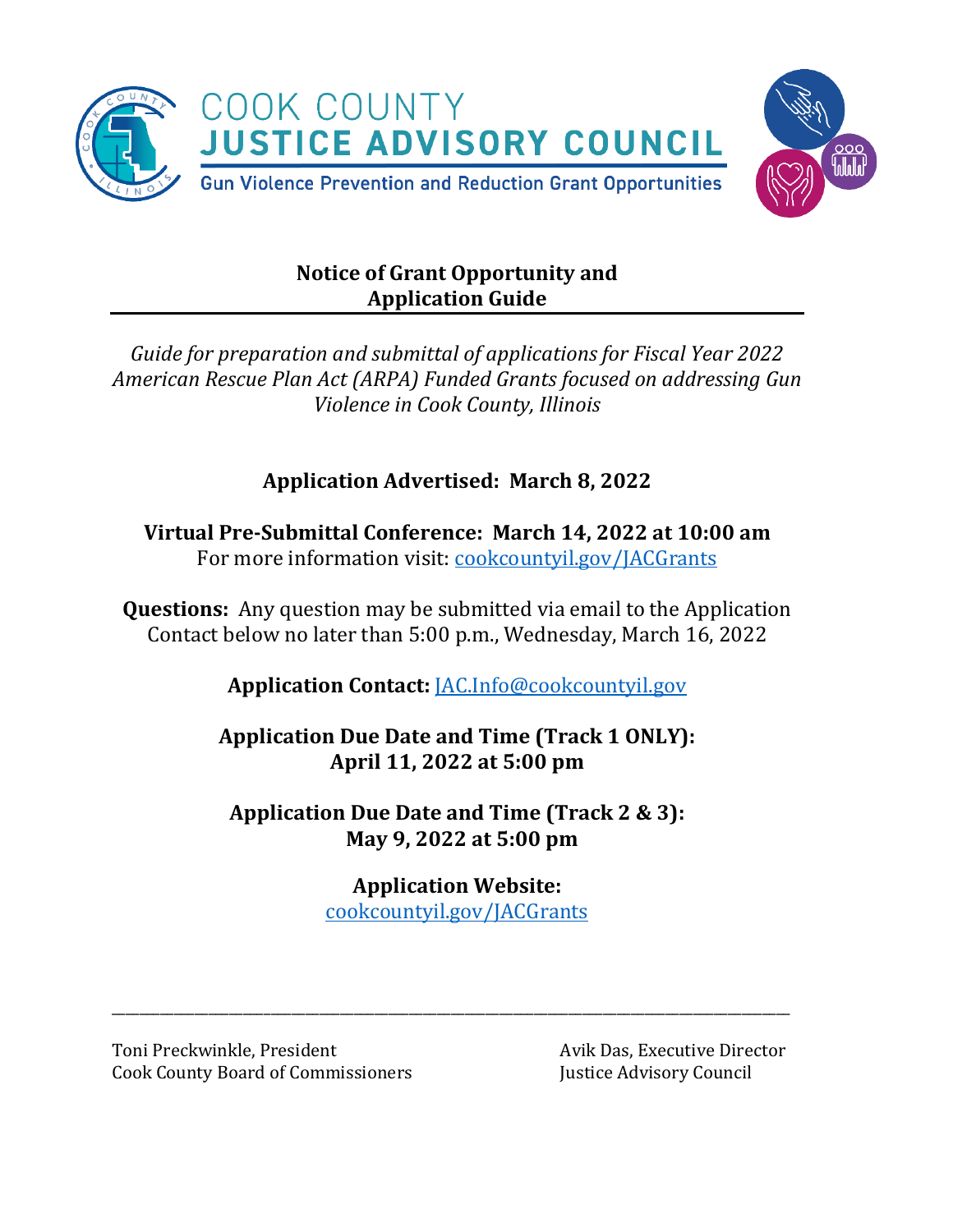# COOK COUNTY JUSTICE ADVISORY COUNCIL

Gun Violence Prevention and Reduction Grant Opportunities

## Notice of Grant Opportunity and Application Guide

*Guide for preparation and submittal of applications for Fiscal Year 2022 American Rescue Plan Act (ARPA) Funded Grants focused on addressing Gun Violence in Cook County, Illinois*

**Application Advertised: March 8, 2022**

**Virtual Pre-Submittal Conference: March 14, 2022 at 10:00 am**
For more information visit: cookcountyil.gov/JACGrants

**Questions:** Any question may be submitted via email to the Application Contact below no later than 5:00 p.m., Wednesday, March 16, 2022

**Application Contact:** JAC.Info@cookcountyil.gov

**Application Due Date and Time (Track 1 ONLY): April 11, 2022 at 5:00 pm**

**Application Due Date and Time (Track 2 & 3): May 9, 2022 at 5:00 pm**

**Application Website:**
cookcountyil.gov/JACGrants

---

Toni Preckwinkle, President
Cook County Board of Commissioners

Avik Das, Executive Director
Justice Advisory Council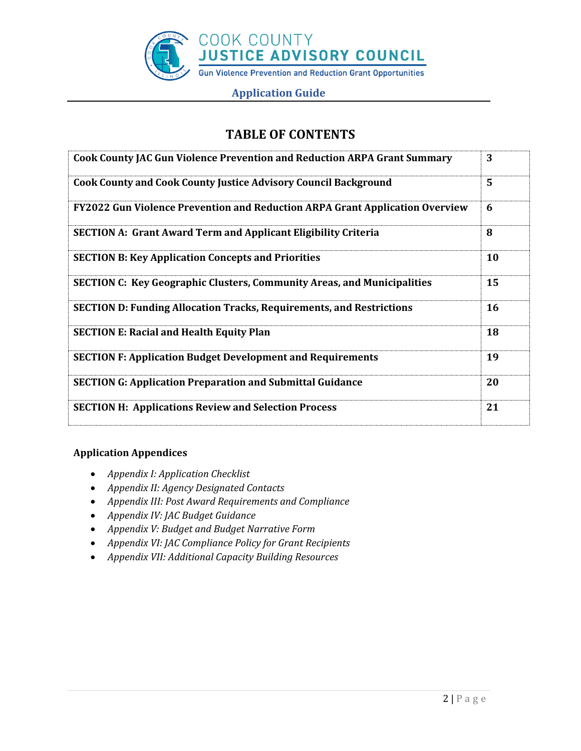# TABLE OF CONTENTS

| | |
|---|---|
| **Cook County JAC Gun Violence Prevention and Reduction ARPA Grant Summary** | **3** |
| **Cook County and Cook County Justice Advisory Council Background** | **5** |
| **FY2022 Gun Violence Prevention and Reduction ARPA Grant Application Overview** | **6** |
| **SECTION A: Grant Award Term and Applicant Eligibility Criteria** | **8** |
| **SECTION B: Key Application Concepts and Priorities** | **10** |
| **SECTION C: Key Geographic Clusters, Community Areas, and Municipalities** | **15** |
| **SECTION D: Funding Allocation Tracks, Requirements, and Restrictions** | **16** |
| **SECTION E: Racial and Health Equity Plan** | **18** |
| **SECTION F: Application Budget Development and Requirements** | **19** |
| **SECTION G: Application Preparation and Submittal Guidance** | **20** |
| **SECTION H: Applications Review and Selection Process** | **21** |

**Application Appendices**

- *Appendix I: Application Checklist*
- *Appendix II: Agency Designated Contacts*
- *Appendix III: Post Award Requirements and Compliance*
- *Appendix IV: JAC Budget Guidance*
- *Appendix V: Budget and Budget Narrative Form*
- *Appendix VI: JAC Compliance Policy for Grant Recipients*
- *Appendix VII: Additional Capacity Building Resources*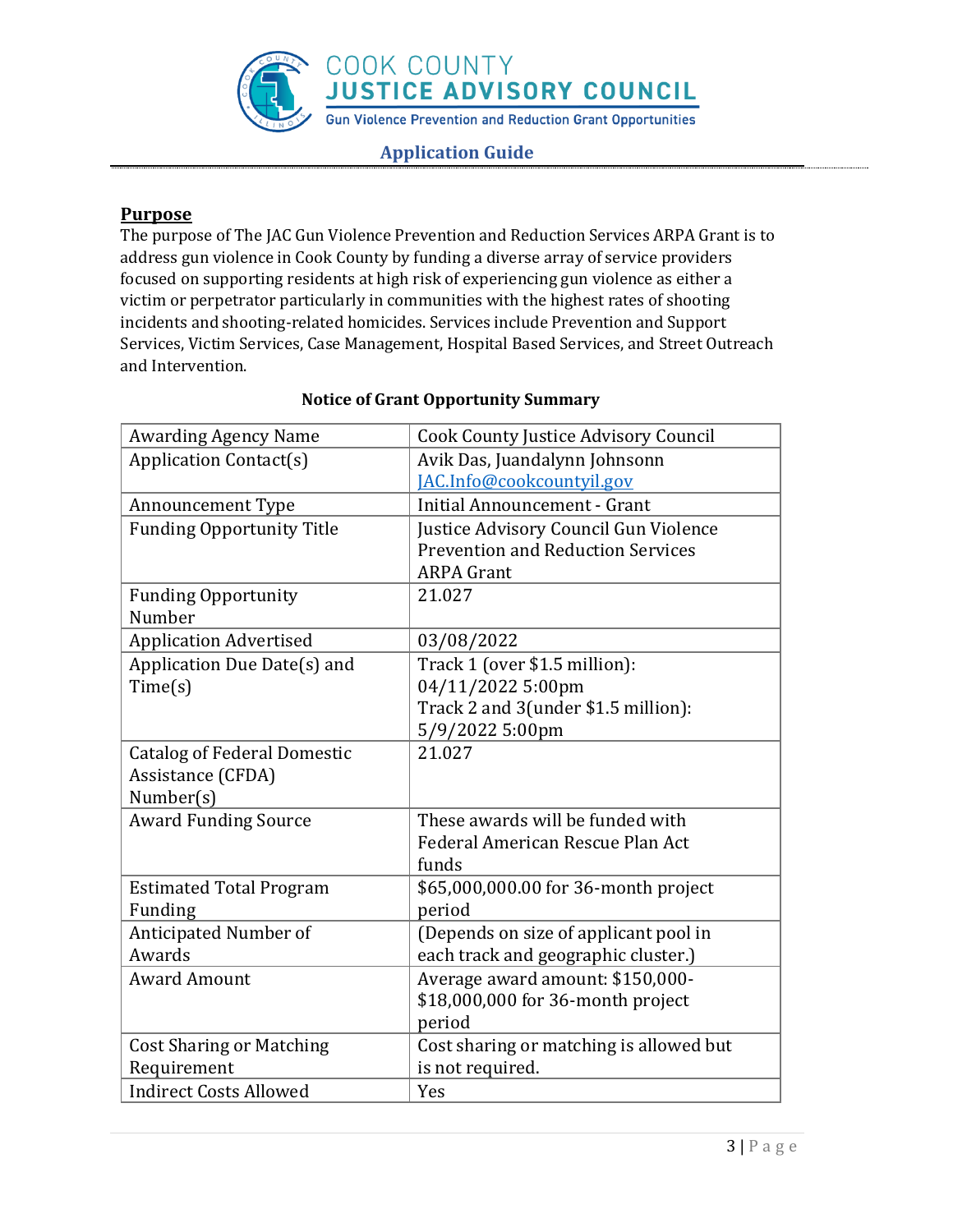## Purpose

The purpose of The JAC Gun Violence Prevention and Reduction Services ARPA Grant is to address gun violence in Cook County by funding a diverse array of service providers focused on supporting residents at high risk of experiencing gun violence as either a victim or perpetrator particularly in communities with the highest rates of shooting incidents and shooting-related homicides. Services include Prevention and Support Services, Victim Services, Case Management, Hospital Based Services, and Street Outreach and Intervention.

**Notice of Grant Opportunity Summary**

| | |
|---|---|
| Awarding Agency Name | Cook County Justice Advisory Council |
| Application Contact(s) | Avik Das, Juandalynn Johnsonn<br>JAC.Info@cookcountyil.gov |
| Announcement Type | Initial Announcement - Grant |
| Funding Opportunity Title | Justice Advisory Council Gun Violence Prevention and Reduction Services ARPA Grant |
| Funding Opportunity Number | 21.027 |
| Application Advertised | 03/08/2022 |
| Application Due Date(s) and Time(s) | Track 1 (over $1.5 million): 04/11/2022 5:00pm<br>Track 2 and 3(under $1.5 million): 5/9/2022 5:00pm |
| Catalog of Federal Domestic Assistance (CFDA) Number(s) | 21.027 |
| Award Funding Source | These awards will be funded with Federal American Rescue Plan Act funds |
| Estimated Total Program Funding | $65,000,000.00 for 36-month project period |
| Anticipated Number of Awards | (Depends on size of applicant pool in each track and geographic cluster.) |
| Award Amount | Average award amount: $150,000-$18,000,000 for 36-month project period |
| Cost Sharing or Matching Requirement | Cost sharing or matching is allowed but is not required. |
| Indirect Costs Allowed | Yes |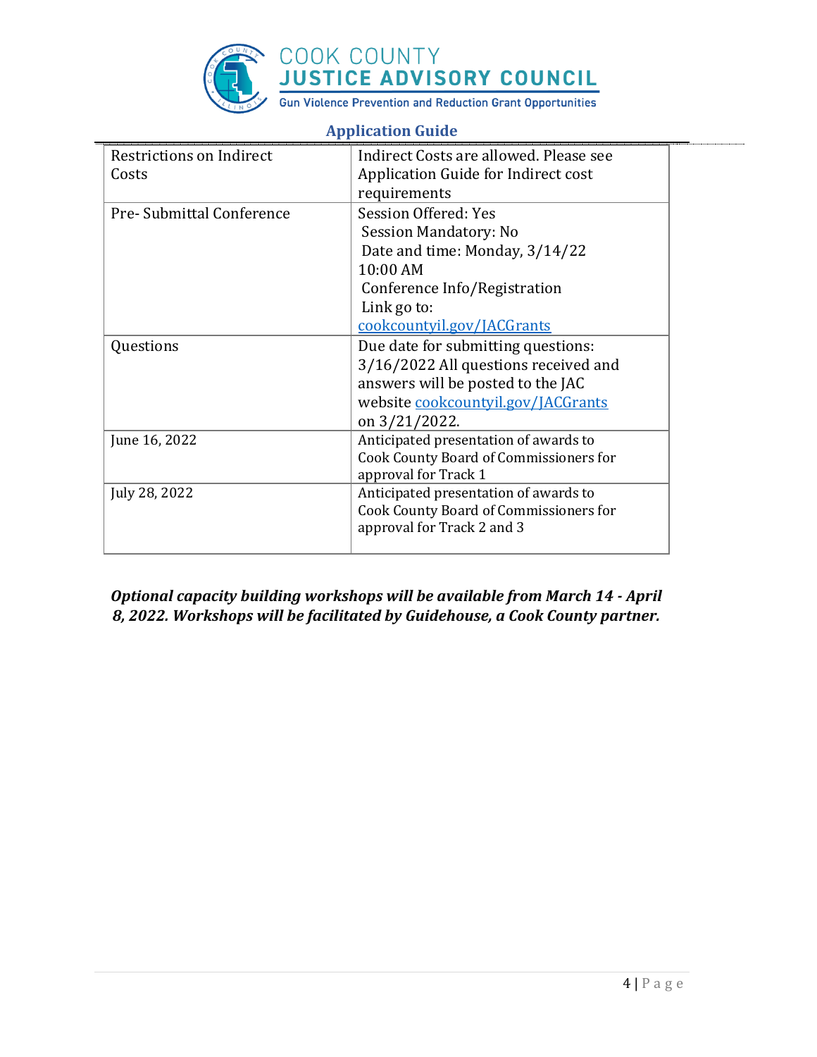| Restrictions on Indirect Costs | Indirect Costs are allowed. Please see Application Guide for Indirect cost requirements |
|---|---|
| Pre- Submittal Conference | Session Offered: Yes<br>Session Mandatory: No<br>Date and time: Monday, 3/14/22 10:00 AM<br>Conference Info/Registration Link go to: [cookcountyil.gov/JACGrants](cookcountyil.gov/JACGrants) |
| Questions | Due date for submitting questions: 3/16/2022 All questions received and answers will be posted to the JAC website [cookcountyil.gov/JACGrants](cookcountyil.gov/JACGrants) on 3/21/2022. |
| June 16, 2022 | Anticipated presentation of awards to Cook County Board of Commissioners for approval for Track 1 |
| July 28, 2022 | Anticipated presentation of awards to Cook County Board of Commissioners for approval for Track 2 and 3 |

***Optional capacity building workshops will be available from March 14 - April 8, 2022. Workshops will be facilitated by Guidehouse, a Cook County partner.***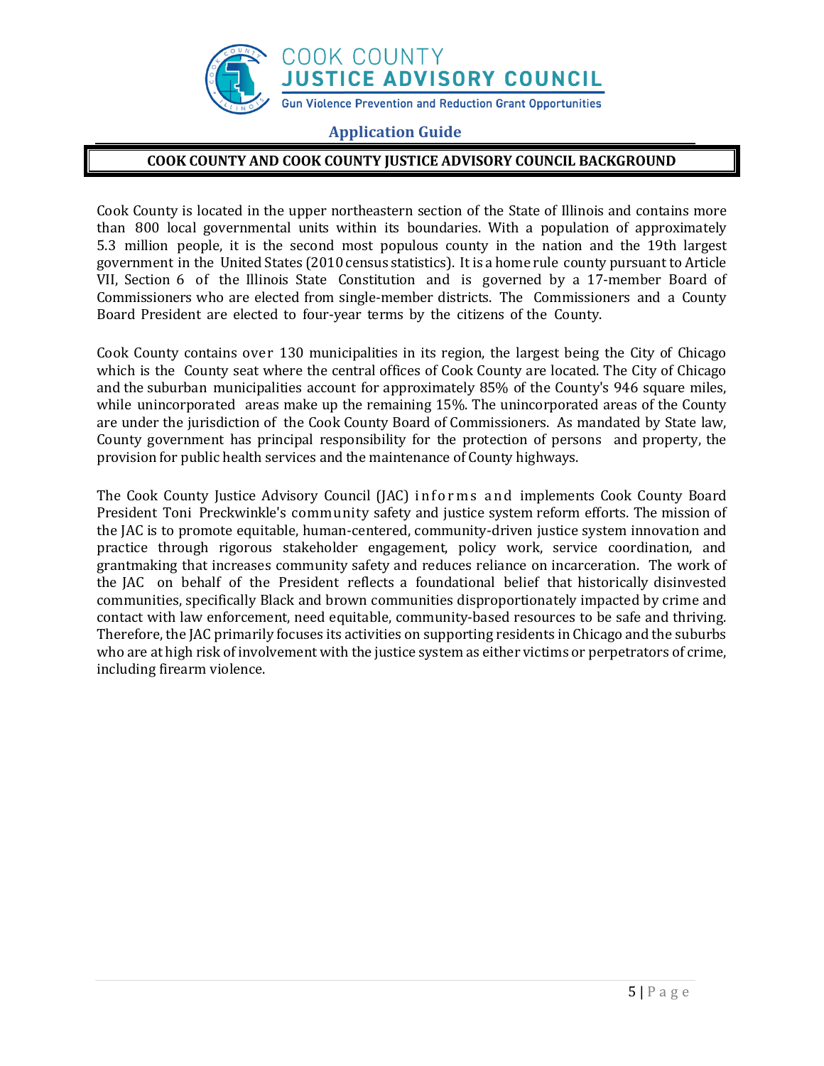## COOK COUNTY AND COOK COUNTY JUSTICE ADVISORY COUNCIL BACKGROUND

Cook County is located in the upper northeastern section of the State of Illinois and contains more than 800 local governmental units within its boundaries. With a population of approximately 5.3 million people, it is the second most populous county in the nation and the 19th largest government in the United States (2010 census statistics). It is a home rule county pursuant to Article VII, Section 6 of the Illinois State Constitution and is governed by a 17-member Board of Commissioners who are elected from single-member districts. The Commissioners and a County Board President are elected to four-year terms by the citizens of the County.

Cook County contains over 130 municipalities in its region, the largest being the City of Chicago which is the County seat where the central offices of Cook County are located. The City of Chicago and the suburban municipalities account for approximately 85% of the County's 946 square miles, while unincorporated areas make up the remaining 15%. The unincorporated areas of the County are under the jurisdiction of the Cook County Board of Commissioners. As mandated by State law, County government has principal responsibility for the protection of persons and property, the provision for public health services and the maintenance of County highways.

The Cook County Justice Advisory Council (JAC) informs and implements Cook County Board President Toni Preckwinkle's community safety and justice system reform efforts. The mission of the JAC is to promote equitable, human-centered, community-driven justice system innovation and practice through rigorous stakeholder engagement, policy work, service coordination, and grantmaking that increases community safety and reduces reliance on incarceration. The work of the JAC on behalf of the President reflects a foundational belief that historically disinvested communities, specifically Black and brown communities disproportionately impacted by crime and contact with law enforcement, need equitable, community-based resources to be safe and thriving. Therefore, the JAC primarily focuses its activities on supporting residents in Chicago and the suburbs who are at high risk of involvement with the justice system as either victims or perpetrators of crime, including firearm violence.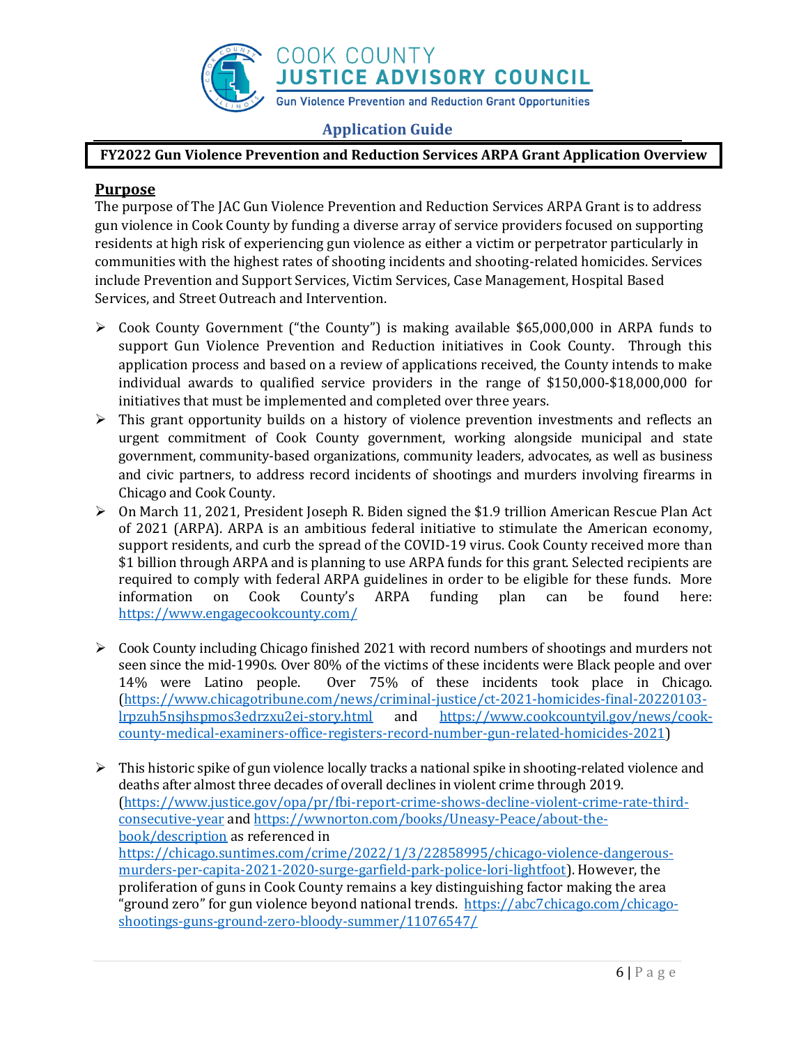## Application Guide

**FY2022 Gun Violence Prevention and Reduction Services ARPA Grant Application Overview**

### Purpose

The purpose of The JAC Gun Violence Prevention and Reduction Services ARPA Grant is to address gun violence in Cook County by funding a diverse array of service providers focused on supporting residents at high risk of experiencing gun violence as either a victim or perpetrator particularly in communities with the highest rates of shooting incidents and shooting-related homicides. Services include Prevention and Support Services, Victim Services, Case Management, Hospital Based Services, and Street Outreach and Intervention.

- Cook County Government ("the County") is making available $65,000,000 in ARPA funds to support Gun Violence Prevention and Reduction initiatives in Cook County. Through this application process and based on a review of applications received, the County intends to make individual awards to qualified service providers in the range of $150,000-$18,000,000 for initiatives that must be implemented and completed over three years.
- This grant opportunity builds on a history of violence prevention investments and reflects an urgent commitment of Cook County government, working alongside municipal and state government, community-based organizations, community leaders, advocates, as well as business and civic partners, to address record incidents of shootings and murders involving firearms in Chicago and Cook County.
- On March 11, 2021, President Joseph R. Biden signed the $1.9 trillion American Rescue Plan Act of 2021 (ARPA). ARPA is an ambitious federal initiative to stimulate the American economy, support residents, and curb the spread of the COVID-19 virus. Cook County received more than $1 billion through ARPA and is planning to use ARPA funds for this grant. Selected recipients are required to comply with federal ARPA guidelines in order to be eligible for these funds. More information on Cook County's ARPA funding plan can be found here: https://www.engagecookcounty.com/
- Cook County including Chicago finished 2021 with record numbers of shootings and murders not seen since the mid-1990s. Over 80% of the victims of these incidents were Black people and over 14% were Latino people. Over 75% of these incidents took place in Chicago. (https://www.chicagotribune.com/news/criminal-justice/ct-2021-homicides-final-20220103-lrpzuh5nsjhspmos3edrzxu2ei-story.html and https://www.cookcountyil.gov/news/cook-county-medical-examiners-office-registers-record-number-gun-related-homicides-2021)
- This historic spike of gun violence locally tracks a national spike in shooting-related violence and deaths after almost three decades of overall declines in violent crime through 2019. (https://www.justice.gov/opa/pr/fbi-report-crime-shows-decline-violent-crime-rate-third-consecutive-year and https://wwnorton.com/books/Uneasy-Peace/about-the-book/description as referenced in https://chicago.suntimes.com/crime/2022/1/3/22858995/chicago-violence-dangerous-murders-per-capita-2021-2020-surge-garfield-park-police-lori-lightfoot). However, the proliferation of guns in Cook County remains a key distinguishing factor making the area "ground zero" for gun violence beyond national trends. https://abc7chicago.com/chicago-shootings-guns-ground-zero-bloody-summer/11076547/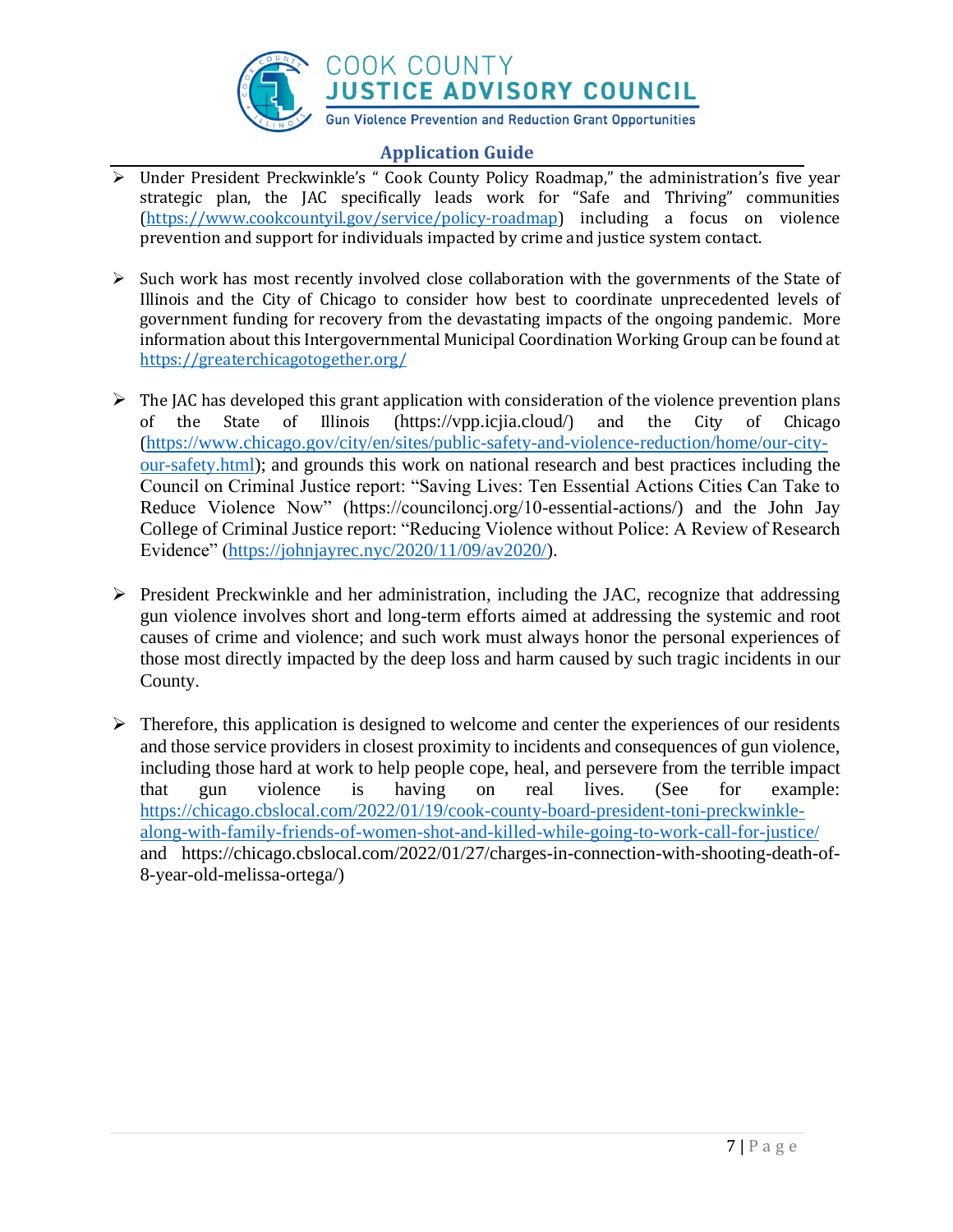- Under President Preckwinkle's " Cook County Policy Roadmap," the administration's five year strategic plan, the JAC specifically leads work for "Safe and Thriving" communities (https://www.cookcountyil.gov/service/policy-roadmap) including a focus on violence prevention and support for individuals impacted by crime and justice system contact.

- Such work has most recently involved close collaboration with the governments of the State of Illinois and the City of Chicago to consider how best to coordinate unprecedented levels of government funding for recovery from the devastating impacts of the ongoing pandemic. More information about this Intergovernmental Municipal Coordination Working Group can be found at https://greaterchicagotogether.org/

- The JAC has developed this grant application with consideration of the violence prevention plans of the State of Illinois (https://vpp.icjia.cloud/) and the City of Chicago (https://www.chicago.gov/city/en/sites/public-safety-and-violence-reduction/home/our-city-our-safety.html); and grounds this work on national research and best practices including the Council on Criminal Justice report: "Saving Lives: Ten Essential Actions Cities Can Take to Reduce Violence Now" (https://counciloncj.org/10-essential-actions/) and the John Jay College of Criminal Justice report: "Reducing Violence without Police: A Review of Research Evidence" (https://johnjayrec.nyc/2020/11/09/av2020/).

- President Preckwinkle and her administration, including the JAC, recognize that addressing gun violence involves short and long-term efforts aimed at addressing the systemic and root causes of crime and violence; and such work must always honor the personal experiences of those most directly impacted by the deep loss and harm caused by such tragic incidents in our County.

- Therefore, this application is designed to welcome and center the experiences of our residents and those service providers in closest proximity to incidents and consequences of gun violence, including those hard at work to help people cope, heal, and persevere from the terrible impact that gun violence is having on real lives. (See for example: https://chicago.cbslocal.com/2022/01/19/cook-county-board-president-toni-preckwinkle-along-with-family-friends-of-women-shot-and-killed-while-going-to-work-call-for-justice/ and https://chicago.cbslocal.com/2022/01/27/charges-in-connection-with-shooting-death-of-8-year-old-melissa-ortega/)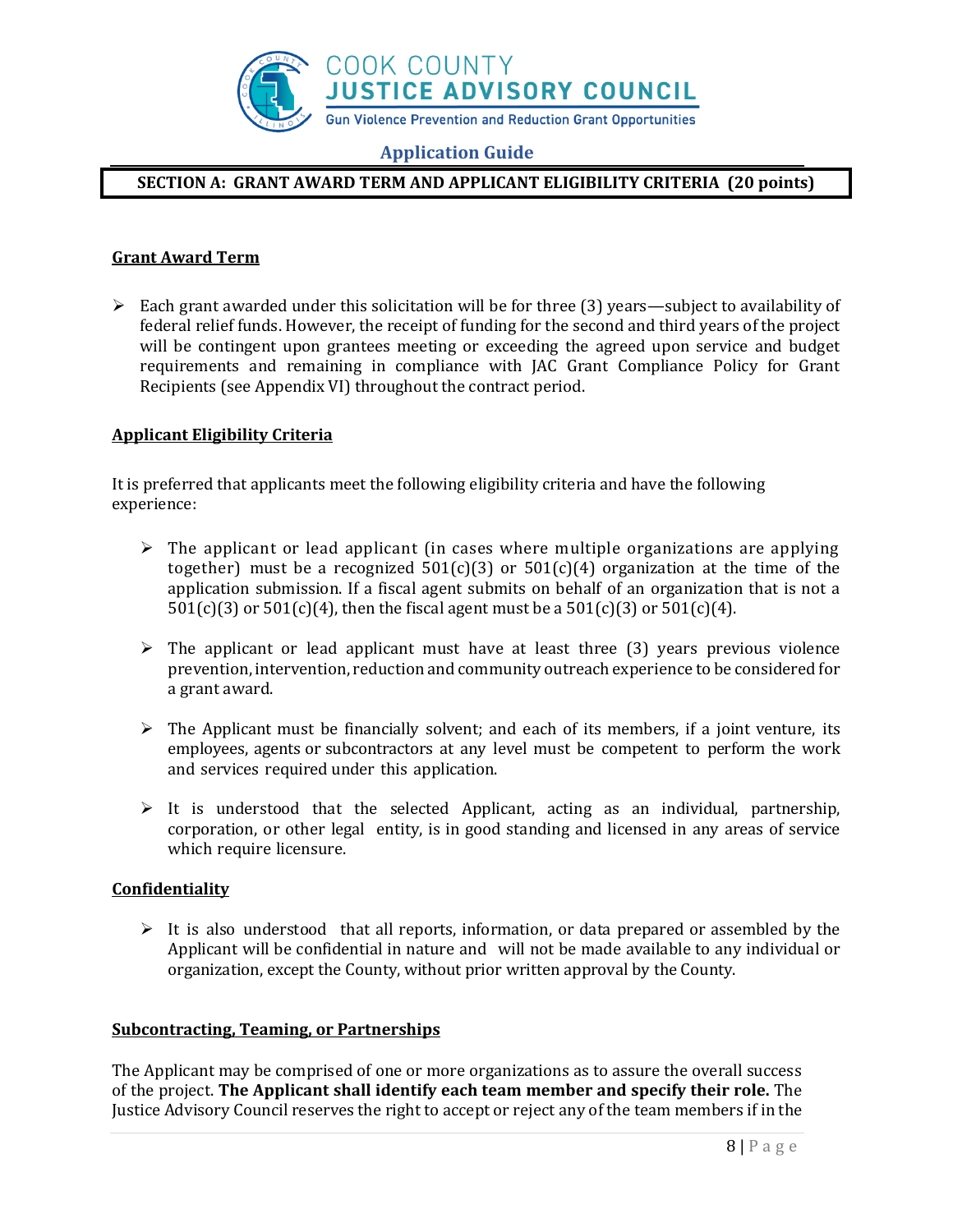## Application Guide

### SECTION A: GRANT AWARD TERM AND APPLICANT ELIGIBILITY CRITERIA (20 points)

**Grant Award Term**

- Each grant awarded under this solicitation will be for three (3) years—subject to availability of federal relief funds. However, the receipt of funding for the second and third years of the project will be contingent upon grantees meeting or exceeding the agreed upon service and budget requirements and remaining in compliance with JAC Grant Compliance Policy for Grant Recipients (see Appendix VI) throughout the contract period.

**Applicant Eligibility Criteria**

It is preferred that applicants meet the following eligibility criteria and have the following experience:

- The applicant or lead applicant (in cases where multiple organizations are applying together) must be a recognized 501(c)(3) or 501(c)(4) organization at the time of the application submission. If a fiscal agent submits on behalf of an organization that is not a 501(c)(3) or 501(c)(4), then the fiscal agent must be a 501(c)(3) or 501(c)(4).
- The applicant or lead applicant must have at least three (3) years previous violence prevention, intervention, reduction and community outreach experience to be considered for a grant award.
- The Applicant must be financially solvent; and each of its members, if a joint venture, its employees, agents or subcontractors at any level must be competent to perform the work and services required under this application.
- It is understood that the selected Applicant, acting as an individual, partnership, corporation, or other legal entity, is in good standing and licensed in any areas of service which require licensure.

**Confidentiality**

- It is also understood that all reports, information, or data prepared or assembled by the Applicant will be confidential in nature and will not be made available to any individual or organization, except the County, without prior written approval by the County.

**Subcontracting, Teaming, or Partnerships**

The Applicant may be comprised of one or more organizations as to assure the overall success of the project. **The Applicant shall identify each team member and specify their role.** The Justice Advisory Council reserves the right to accept or reject any of the team members if in the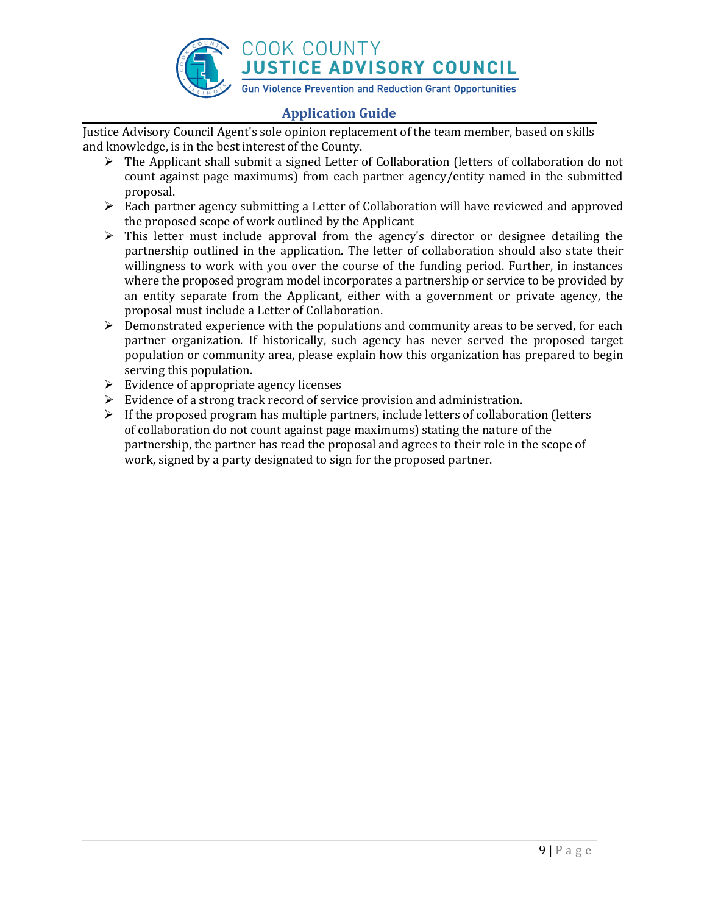Justice Advisory Council Agent's sole opinion replacement of the team member, based on skills and knowledge, is in the best interest of the County.

- The Applicant shall submit a signed Letter of Collaboration (letters of collaboration do not count against page maximums) from each partner agency/entity named in the submitted proposal.
- Each partner agency submitting a Letter of Collaboration will have reviewed and approved the proposed scope of work outlined by the Applicant
- This letter must include approval from the agency's director or designee detailing the partnership outlined in the application. The letter of collaboration should also state their willingness to work with you over the course of the funding period. Further, in instances where the proposed program model incorporates a partnership or service to be provided by an entity separate from the Applicant, either with a government or private agency, the proposal must include a Letter of Collaboration.
- Demonstrated experience with the populations and community areas to be served, for each partner organization. If historically, such agency has never served the proposed target population or community area, please explain how this organization has prepared to begin serving this population.
- Evidence of appropriate agency licenses
- Evidence of a strong track record of service provision and administration.
- If the proposed program has multiple partners, include letters of collaboration (letters of collaboration do not count against page maximums) stating the nature of the partnership, the partner has read the proposal and agrees to their role in the scope of work, signed by a party designated to sign for the proposed partner.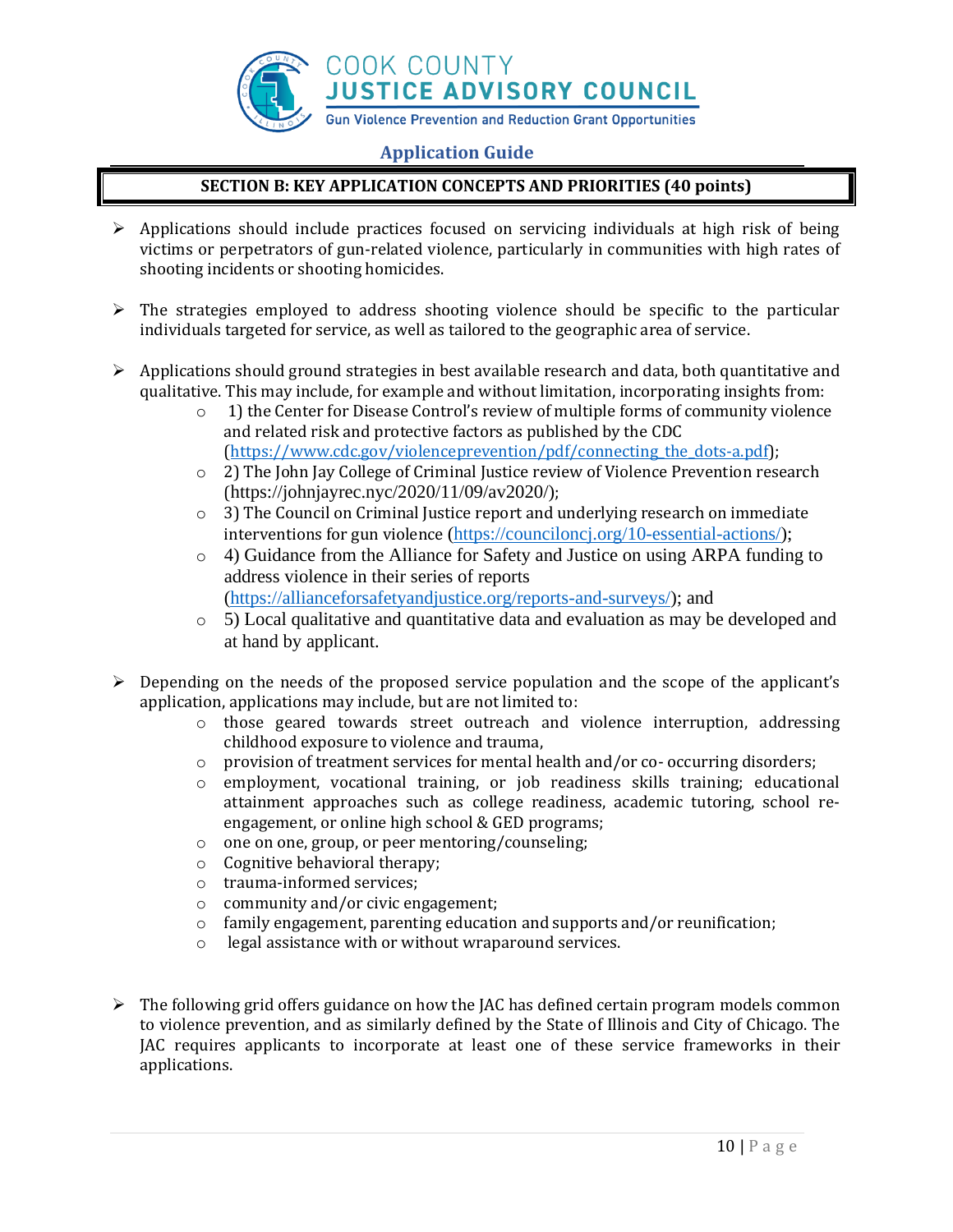## SECTION B: KEY APPLICATION CONCEPTS AND PRIORITIES (40 points)

- Applications should include practices focused on servicing individuals at high risk of being victims or perpetrators of gun-related violence, particularly in communities with high rates of shooting incidents or shooting homicides.

- The strategies employed to address shooting violence should be specific to the particular individuals targeted for service, as well as tailored to the geographic area of service.

- Applications should ground strategies in best available research and data, both quantitative and qualitative. This may include, for example and without limitation, incorporating insights from:
    - 1) the Center for Disease Control's review of multiple forms of community violence and related risk and protective factors as published by the CDC (https://www.cdc.gov/violenceprevention/pdf/connecting_the_dots-a.pdf);
    - 2) The John Jay College of Criminal Justice review of Violence Prevention research (https://johnjayrec.nyc/2020/11/09/av2020/);
    - 3) The Council on Criminal Justice report and underlying research on immediate interventions for gun violence (https://counciloncj.org/10-essential-actions/);
    - 4) Guidance from the Alliance for Safety and Justice on using ARPA funding to address violence in their series of reports (https://allianceforsafetyandjustice.org/reports-and-surveys/); and
    - 5) Local qualitative and quantitative data and evaluation as may be developed and at hand by applicant.

- Depending on the needs of the proposed service population and the scope of the applicant's application, applications may include, but are not limited to:
    - those geared towards street outreach and violence interruption, addressing childhood exposure to violence and trauma,
    - provision of treatment services for mental health and/or co- occurring disorders;
    - employment, vocational training, or job readiness skills training; educational attainment approaches such as college readiness, academic tutoring, school re-engagement, or online high school & GED programs;
    - one on one, group, or peer mentoring/counseling;
    - Cognitive behavioral therapy;
    - trauma-informed services;
    - community and/or civic engagement;
    - family engagement, parenting education and supports and/or reunification;
    - legal assistance with or without wraparound services.

- The following grid offers guidance on how the JAC has defined certain program models common to violence prevention, and as similarly defined by the State of Illinois and City of Chicago. The JAC requires applicants to incorporate at least one of these service frameworks in their applications.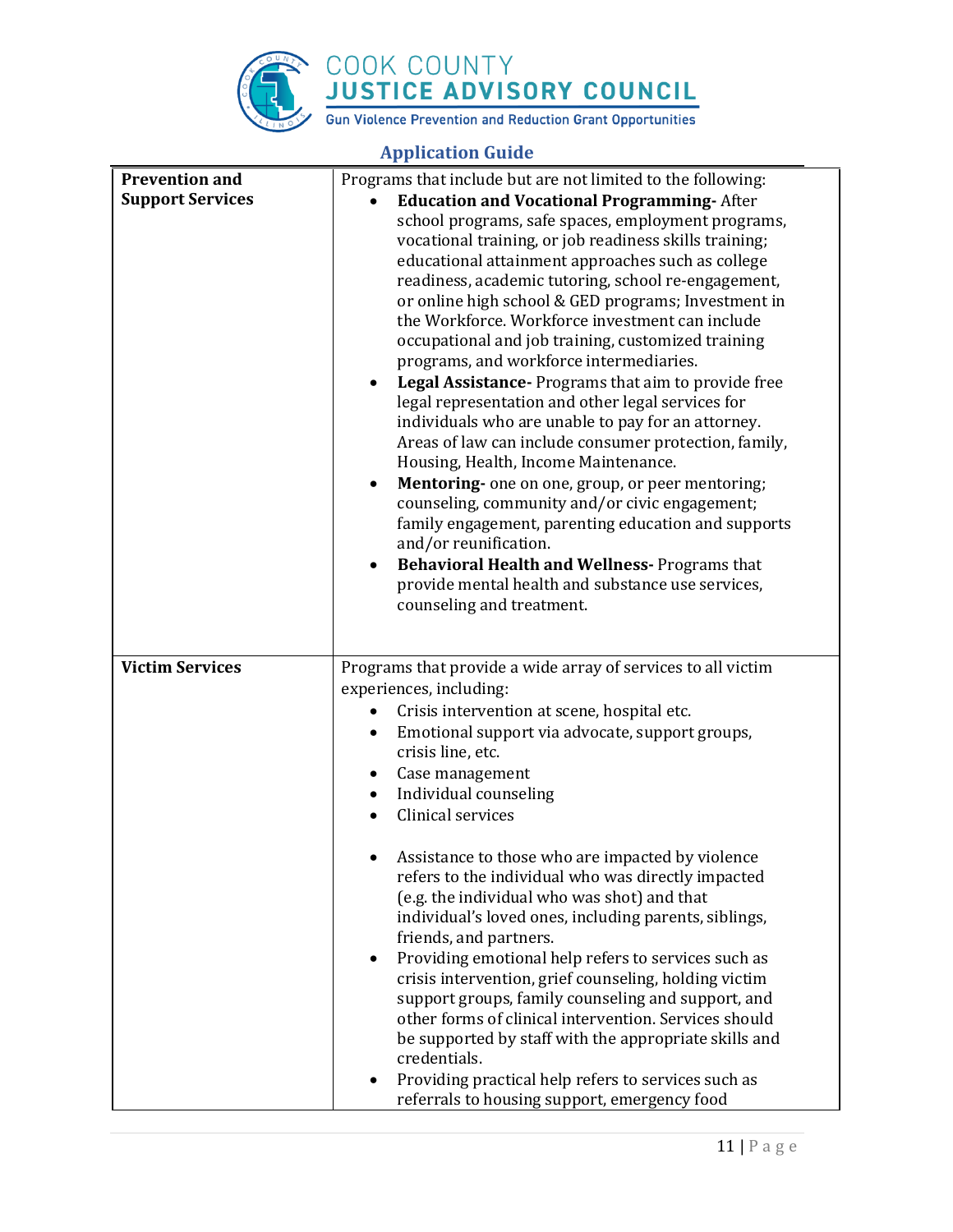## Application Guide

| | |
|---|---|
| **Prevention and Support Services** | Programs that include but are not limited to the following:<br>• **Education and Vocational Programming-** After school programs, safe spaces, employment programs, vocational training, or job readiness skills training; educational attainment approaches such as college readiness, academic tutoring, school re-engagement, or online high school & GED programs; Investment in the Workforce. Workforce investment can include occupational and job training, customized training programs, and workforce intermediaries.<br>• **Legal Assistance-** Programs that aim to provide free legal representation and other legal services for individuals who are unable to pay for an attorney. Areas of law can include consumer protection, family, Housing, Health, Income Maintenance.<br>• **Mentoring-** one on one, group, or peer mentoring; counseling, community and/or civic engagement; family engagement, parenting education and supports and/or reunification.<br>• **Behavioral Health and Wellness-** Programs that provide mental health and substance use services, counseling and treatment. |
| **Victim Services** | Programs that provide a wide array of services to all victim experiences, including:<br>• Crisis intervention at scene, hospital etc.<br>• Emotional support via advocate, support groups, crisis line, etc.<br>• Case management<br>• Individual counseling<br>• Clinical services<br><br>• Assistance to those who are impacted by violence refers to the individual who was directly impacted (e.g. the individual who was shot) and that individual's loved ones, including parents, siblings, friends, and partners.<br>• Providing emotional help refers to services such as crisis intervention, grief counseling, holding victim support groups, family counseling and support, and other forms of clinical intervention. Services should be supported by staff with the appropriate skills and credentials.<br>• Providing practical help refers to services such as referrals to housing support, emergency food |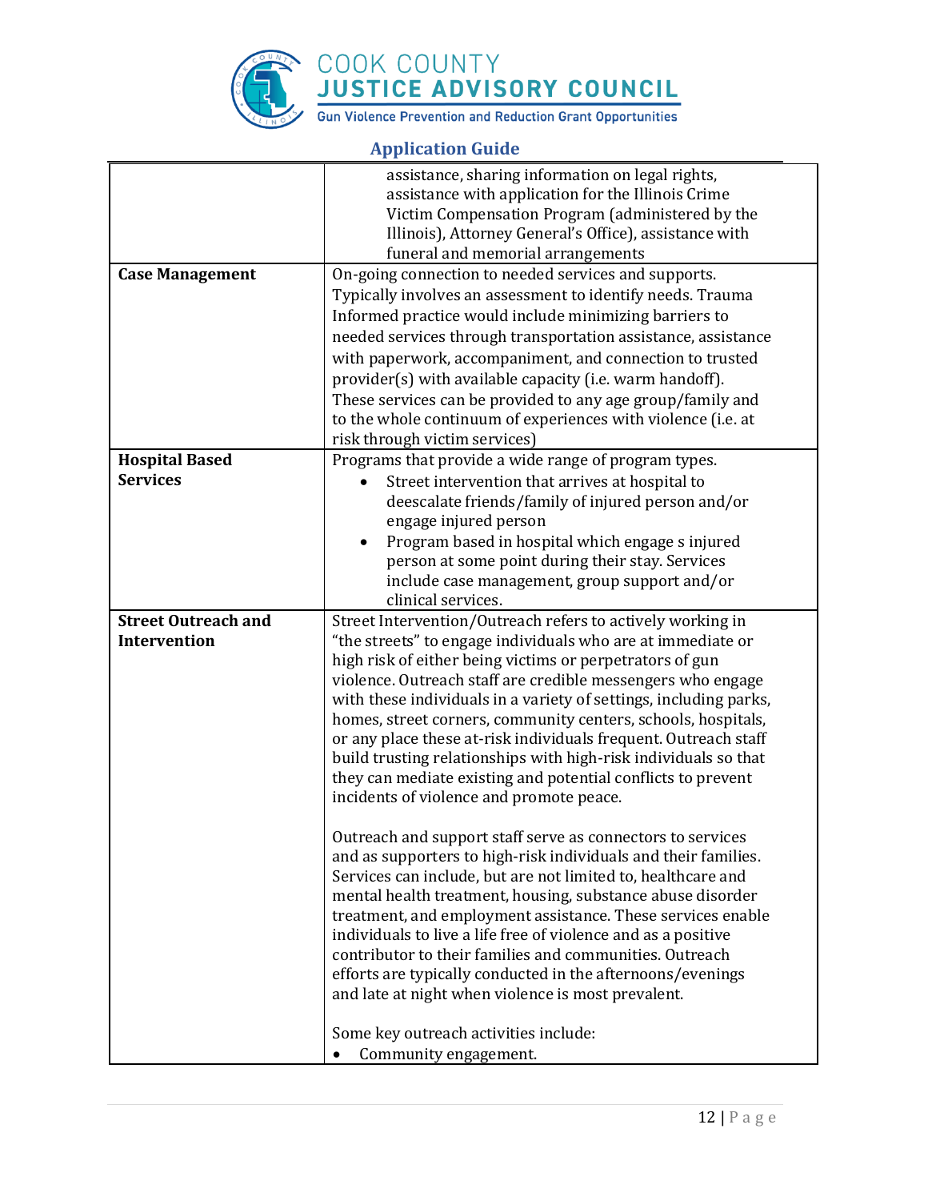| | |
|---|---|
| | assistance, sharing information on legal rights, assistance with application for the Illinois Crime Victim Compensation Program (administered by the Illinois), Attorney General's Office), assistance with funeral and memorial arrangements |
| **Case Management** | On-going connection to needed services and supports. Typically involves an assessment to identify needs. Trauma Informed practice would include minimizing barriers to needed services through transportation assistance, assistance with paperwork, accompaniment, and connection to trusted provider(s) with available capacity (i.e. warm handoff). These services can be provided to any age group/family and to the whole continuum of experiences with violence (i.e. at risk through victim services) |
| **Hospital Based Services** | Programs that provide a wide range of program types.<br>• Street intervention that arrives at hospital to deescalate friends/family of injured person and/or engage injured person<br>• Program based in hospital which engage s injured person at some point during their stay. Services include case management, group support and/or clinical services. |
| **Street Outreach and Intervention** | Street Intervention/Outreach refers to actively working in "the streets" to engage individuals who are at immediate or high risk of either being victims or perpetrators of gun violence. Outreach staff are credible messengers who engage with these individuals in a variety of settings, including parks, homes, street corners, community centers, schools, hospitals, or any place these at-risk individuals frequent. Outreach staff build trusting relationships with high-risk individuals so that they can mediate existing and potential conflicts to prevent incidents of violence and promote peace.<br><br>Outreach and support staff serve as connectors to services and as supporters to high-risk individuals and their families. Services can include, but are not limited to, healthcare and mental health treatment, housing, substance abuse disorder treatment, and employment assistance. These services enable individuals to live a life free of violence and as a positive contributor to their families and communities. Outreach efforts are typically conducted in the afternoons/evenings and late at night when violence is most prevalent.<br><br>Some key outreach activities include:<br>• Community engagement. |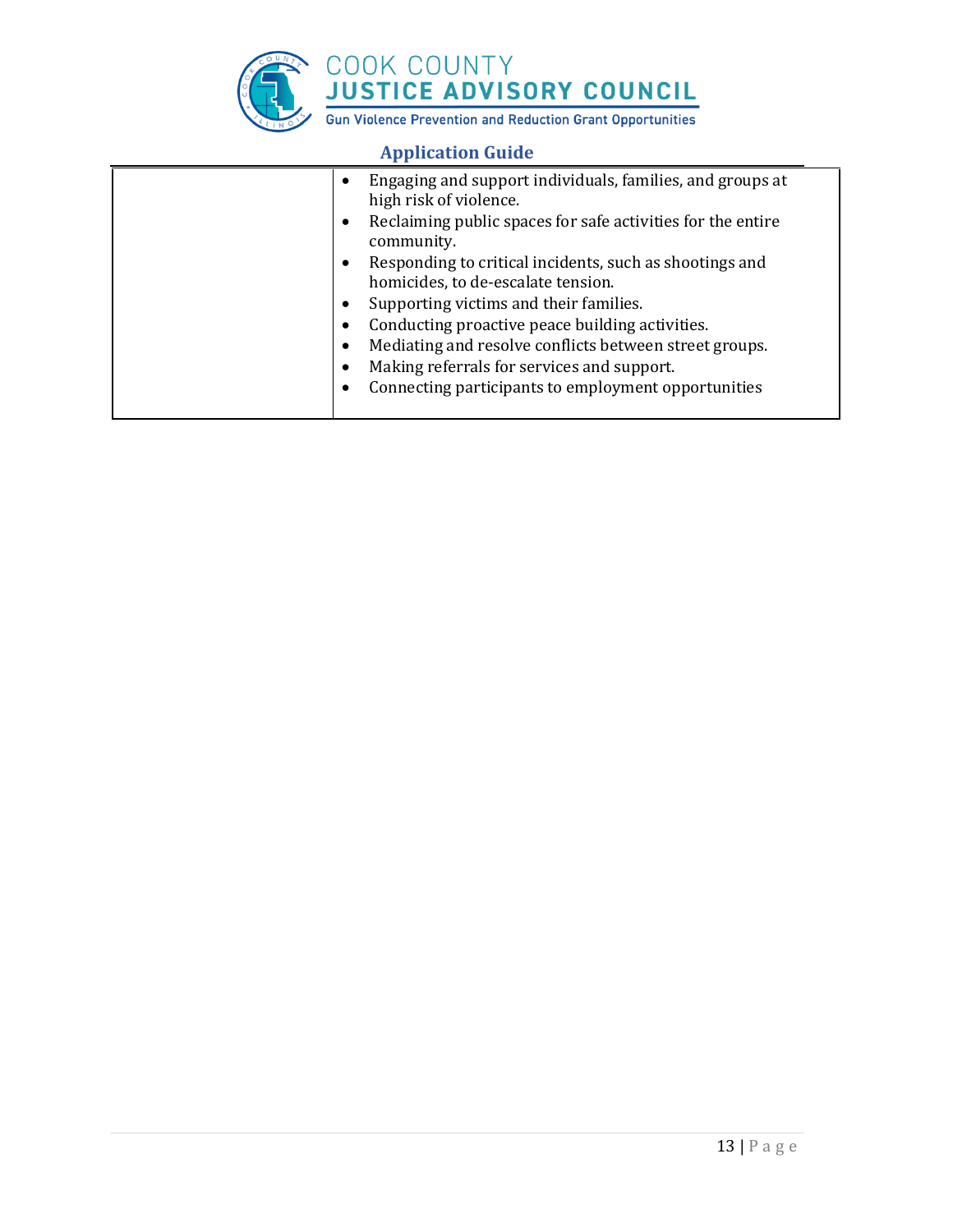|  |  |
|---|---|
|  | • Engaging and support individuals, families, and groups at high risk of violence.<br>• Reclaiming public spaces for safe activities for the entire community.<br>• Responding to critical incidents, such as shootings and homicides, to de-escalate tension.<br>• Supporting victims and their families.<br>• Conducting proactive peace building activities.<br>• Mediating and resolve conflicts between street groups.<br>• Making referrals for services and support.<br>• Connecting participants to employment opportunities |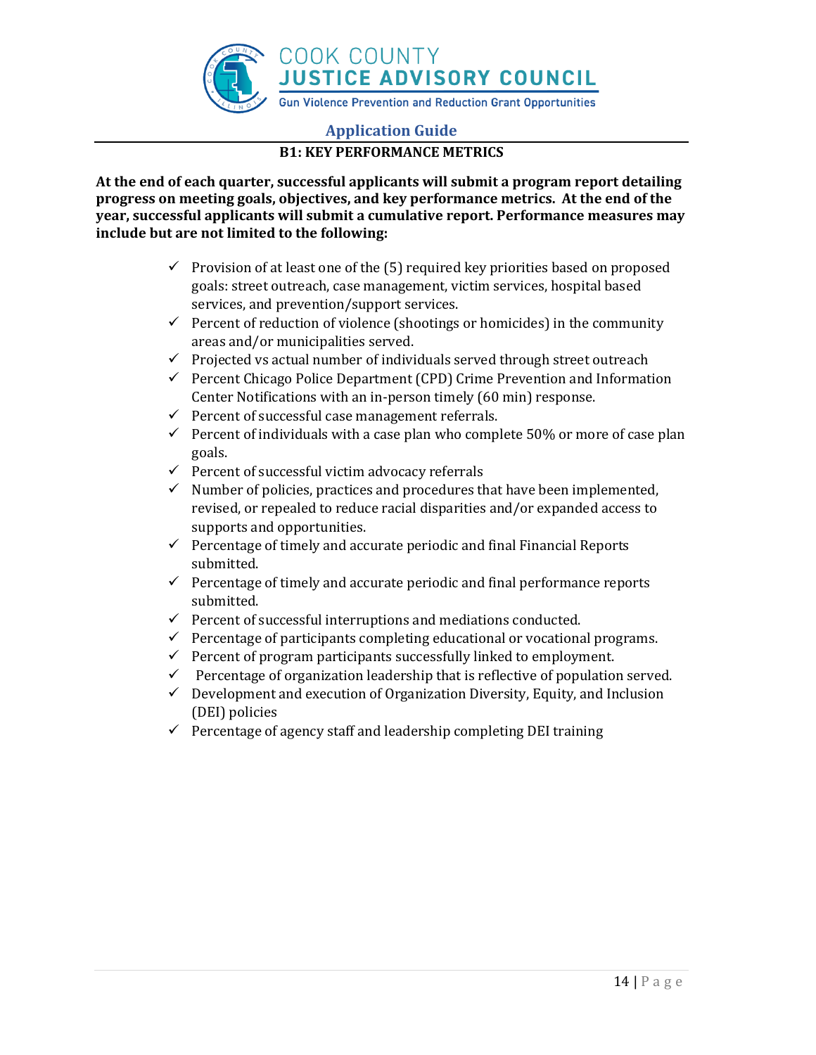## B1: KEY PERFORMANCE METRICS

**At the end of each quarter, successful applicants will submit a program report detailing progress on meeting goals, objectives, and key performance metrics. At the end of the year, successful applicants will submit a cumulative report. Performance measures may include but are not limited to the following:**

- ✓ Provision of at least one of the (5) required key priorities based on proposed goals: street outreach, case management, victim services, hospital based services, and prevention/support services.
- ✓ Percent of reduction of violence (shootings or homicides) in the community areas and/or municipalities served.
- ✓ Projected vs actual number of individuals served through street outreach
- ✓ Percent Chicago Police Department (CPD) Crime Prevention and Information Center Notifications with an in-person timely (60 min) response.
- ✓ Percent of successful case management referrals.
- ✓ Percent of individuals with a case plan who complete 50% or more of case plan goals.
- ✓ Percent of successful victim advocacy referrals
- ✓ Number of policies, practices and procedures that have been implemented, revised, or repealed to reduce racial disparities and/or expanded access to supports and opportunities.
- ✓ Percentage of timely and accurate periodic and final Financial Reports submitted.
- ✓ Percentage of timely and accurate periodic and final performance reports submitted.
- ✓ Percent of successful interruptions and mediations conducted.
- ✓ Percentage of participants completing educational or vocational programs.
- ✓ Percent of program participants successfully linked to employment.
- ✓ Percentage of organization leadership that is reflective of population served.
- ✓ Development and execution of Organization Diversity, Equity, and Inclusion (DEI) policies
- ✓ Percentage of agency staff and leadership completing DEI training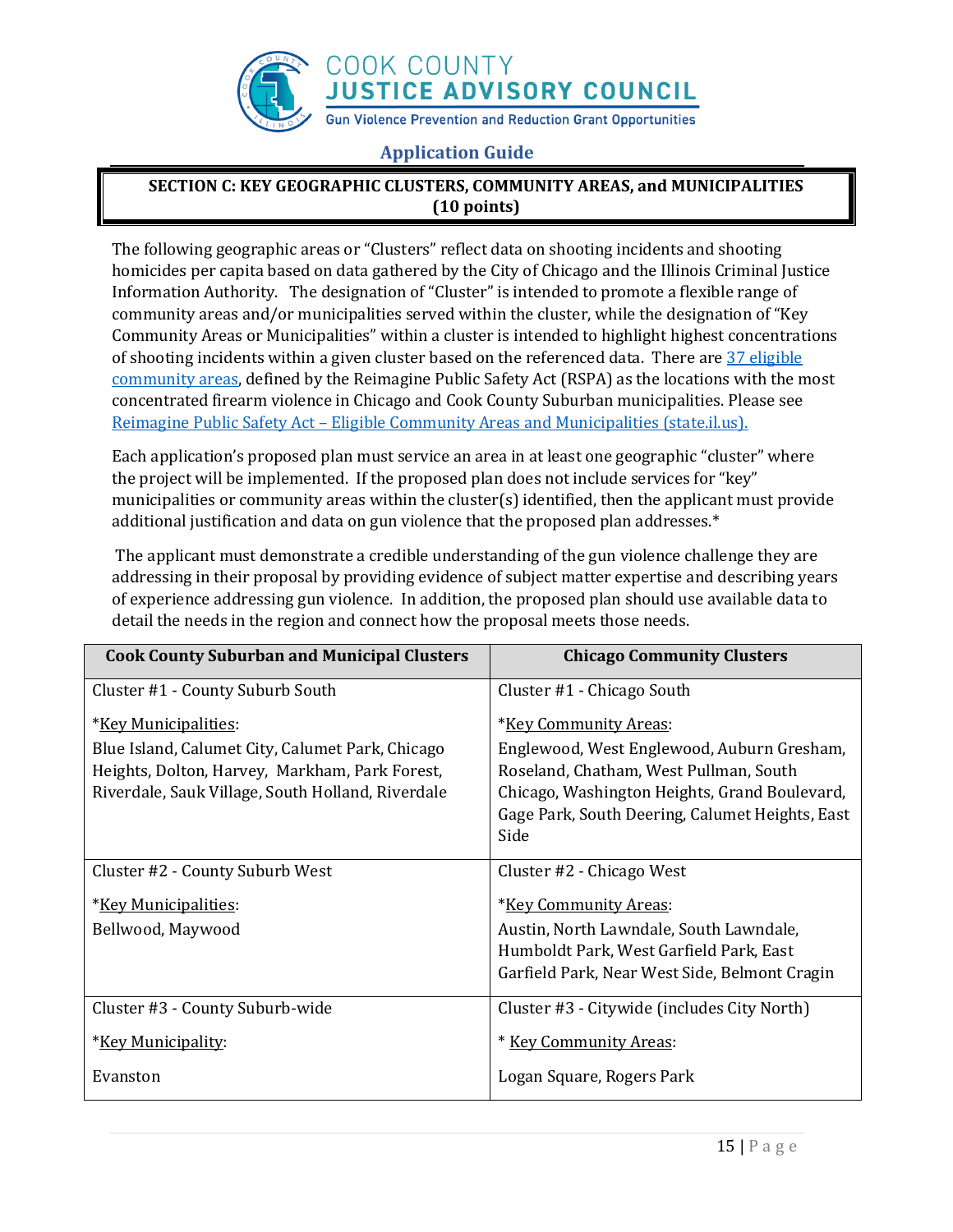## Application Guide

### SECTION C: KEY GEOGRAPHIC CLUSTERS, COMMUNITY AREAS, and MUNICIPALITIES (10 points)

The following geographic areas or "Clusters" reflect data on shooting incidents and shooting homicides per capita based on data gathered by the City of Chicago and the Illinois Criminal Justice Information Authority. The designation of "Cluster" is intended to promote a flexible range of community areas and/or municipalities served within the cluster, while the designation of "Key Community Areas or Municipalities" within a cluster is intended to highlight highest concentrations of shooting incidents within a given cluster based on the referenced data. There are 37 eligible community areas, defined by the Reimagine Public Safety Act (RSPA) as the locations with the most concentrated firearm violence in Chicago and Cook County Suburban municipalities. Please see Reimagine Public Safety Act – Eligible Community Areas and Municipalities (state.il.us).

Each application's proposed plan must service an area in at least one geographic "cluster" where the project will be implemented. If the proposed plan does not include services for "key" municipalities or community areas within the cluster(s) identified, then the applicant must provide additional justification and data on gun violence that the proposed plan addresses.*

The applicant must demonstrate a credible understanding of the gun violence challenge they are addressing in their proposal by providing evidence of subject matter expertise and describing years of experience addressing gun violence. In addition, the proposed plan should use available data to detail the needs in the region and connect how the proposal meets those needs.

| Cook County Suburban and Municipal Clusters | Chicago Community Clusters |
|---|---|
| Cluster #1 - County Suburb South<br><br>*Key Municipalities:<br>Blue Island, Calumet City, Calumet Park, Chicago Heights, Dolton, Harvey, Markham, Park Forest, Riverdale, Sauk Village, South Holland, Riverdale | Cluster #1 - Chicago South<br><br>*Key Community Areas:<br>Englewood, West Englewood, Auburn Gresham, Roseland, Chatham, West Pullman, South Chicago, Washington Heights, Grand Boulevard, Gage Park, South Deering, Calumet Heights, East Side |
| Cluster #2 - County Suburb West<br><br>*Key Municipalities:<br>Bellwood, Maywood | Cluster #2 - Chicago West<br><br>*Key Community Areas:<br>Austin, North Lawndale, South Lawndale, Humboldt Park, West Garfield Park, East Garfield Park, Near West Side, Belmont Cragin |
| Cluster #3 - County Suburb-wide<br><br>*Key Municipality:<br><br>Evanston | Cluster #3 - Citywide (includes City North)<br><br>* Key Community Areas:<br><br>Logan Square, Rogers Park |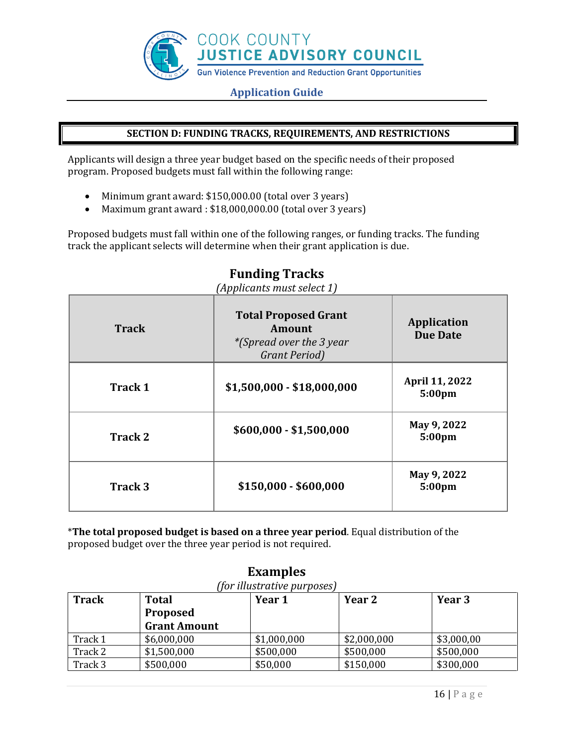## SECTION D: FUNDING TRACKS, REQUIREMENTS, AND RESTRICTIONS

Applicants will design a three year budget based on the specific needs of their proposed program. Proposed budgets must fall within the following range:

- Minimum grant award: $150,000.00 (total over 3 years)
- Maximum grant award : $18,000,000.00 (total over 3 years)

Proposed budgets must fall within one of the following ranges, or funding tracks. The funding track the applicant selects will determine when their grant application is due.

### Funding Tracks

*(Applicants must select 1)*

| Track | Total Proposed Grant Amount *\*(Spread over the 3 year Grant Period)* | Application Due Date |
|---|---|---|
| **Track 1** | **$1,500,000 - $18,000,000** | **April 11, 2022 5:00pm** |
| **Track 2** | **$600,000 - $1,500,000** | **May 9, 2022 5:00pm** |
| **Track 3** | **$150,000 - $600,000** | **May 9, 2022 5:00pm** |

\***The total proposed budget is based on a three year period**. Equal distribution of the proposed budget over the three year period is not required.

### Examples

*(for illustrative purposes)*

| Track | Total Proposed Grant Amount | Year 1 | Year 2 | Year 3 |
|---|---|---|---|---|
| Track 1 | $6,000,000 | $1,000,000 | $2,000,000 | $3,000,00 |
| Track 2 | $1,500,000 | $500,000 | $500,000 | $500,000 |
| Track 3 | $500,000 | $50,000 | $150,000 | $300,000 |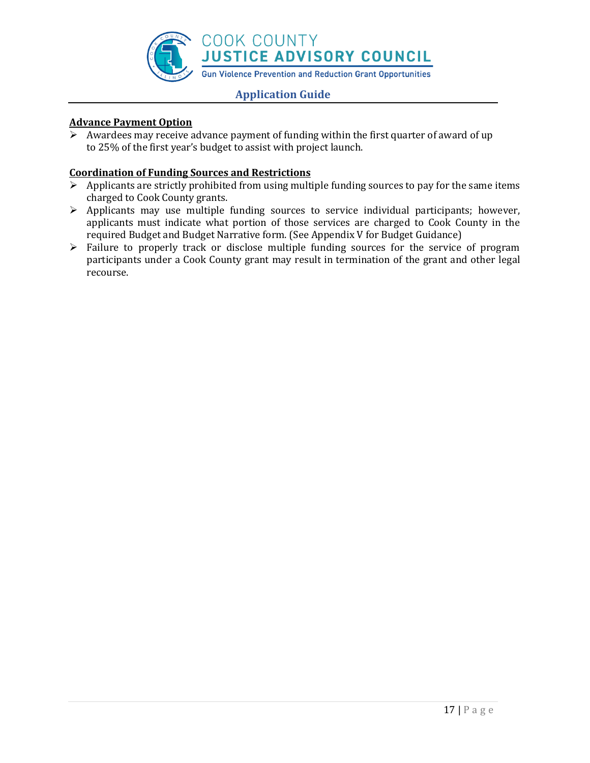**Advance Payment Option**

- Awardees may receive advance payment of funding within the first quarter of award of up to 25% of the first year's budget to assist with project launch.

**Coordination of Funding Sources and Restrictions**

- Applicants are strictly prohibited from using multiple funding sources to pay for the same items charged to Cook County grants.
- Applicants may use multiple funding sources to service individual participants; however, applicants must indicate what portion of those services are charged to Cook County in the required Budget and Budget Narrative form. (See Appendix V for Budget Guidance)
- Failure to properly track or disclose multiple funding sources for the service of program participants under a Cook County grant may result in termination of the grant and other legal recourse.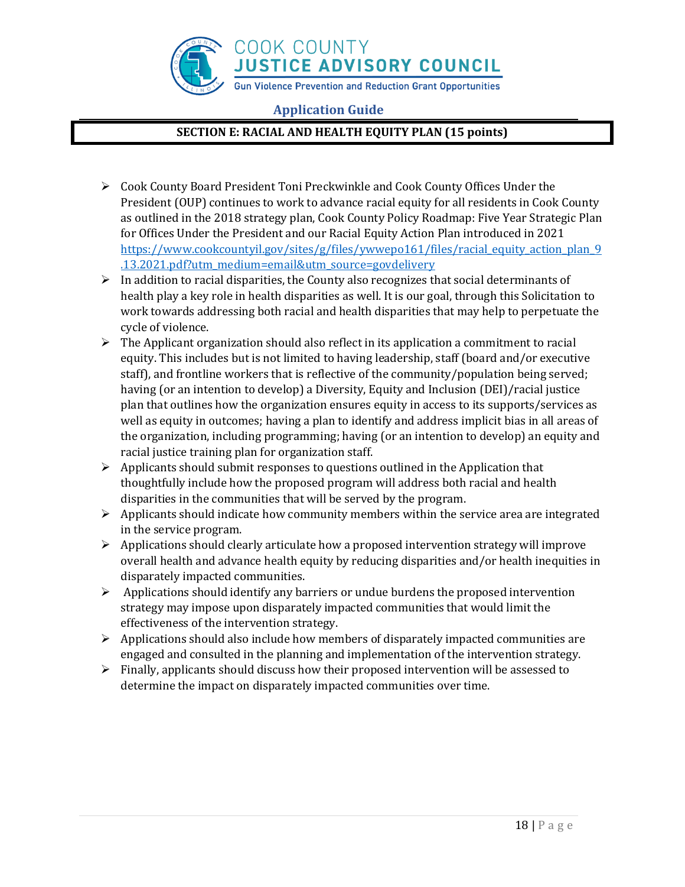## SECTION E: RACIAL AND HEALTH EQUITY PLAN (15 points)

- Cook County Board President Toni Preckwinkle and Cook County Offices Under the President (OUP) continues to work to advance racial equity for all residents in Cook County as outlined in the 2018 strategy plan, Cook County Policy Roadmap: Five Year Strategic Plan for Offices Under the President and our Racial Equity Action Plan introduced in 2021 https://www.cookcountyil.gov/sites/g/files/ywwepo161/files/racial_equity_action_plan_9.13.2021.pdf?utm_medium=email&utm_source=govdelivery
- In addition to racial disparities, the County also recognizes that social determinants of health play a key role in health disparities as well. It is our goal, through this Solicitation to work towards addressing both racial and health disparities that may help to perpetuate the cycle of violence.
- The Applicant organization should also reflect in its application a commitment to racial equity. This includes but is not limited to having leadership, staff (board and/or executive staff), and frontline workers that is reflective of the community/population being served; having (or an intention to develop) a Diversity, Equity and Inclusion (DEI)/racial justice plan that outlines how the organization ensures equity in access to its supports/services as well as equity in outcomes; having a plan to identify and address implicit bias in all areas of the organization, including programming; having (or an intention to develop) an equity and racial justice training plan for organization staff.
- Applicants should submit responses to questions outlined in the Application that thoughtfully include how the proposed program will address both racial and health disparities in the communities that will be served by the program.
- Applicants should indicate how community members within the service area are integrated in the service program.
- Applications should clearly articulate how a proposed intervention strategy will improve overall health and advance health equity by reducing disparities and/or health inequities in disparately impacted communities.
- Applications should identify any barriers or undue burdens the proposed intervention strategy may impose upon disparately impacted communities that would limit the effectiveness of the intervention strategy.
- Applications should also include how members of disparately impacted communities are engaged and consulted in the planning and implementation of the intervention strategy.
- Finally, applicants should discuss how their proposed intervention will be assessed to determine the impact on disparately impacted communities over time.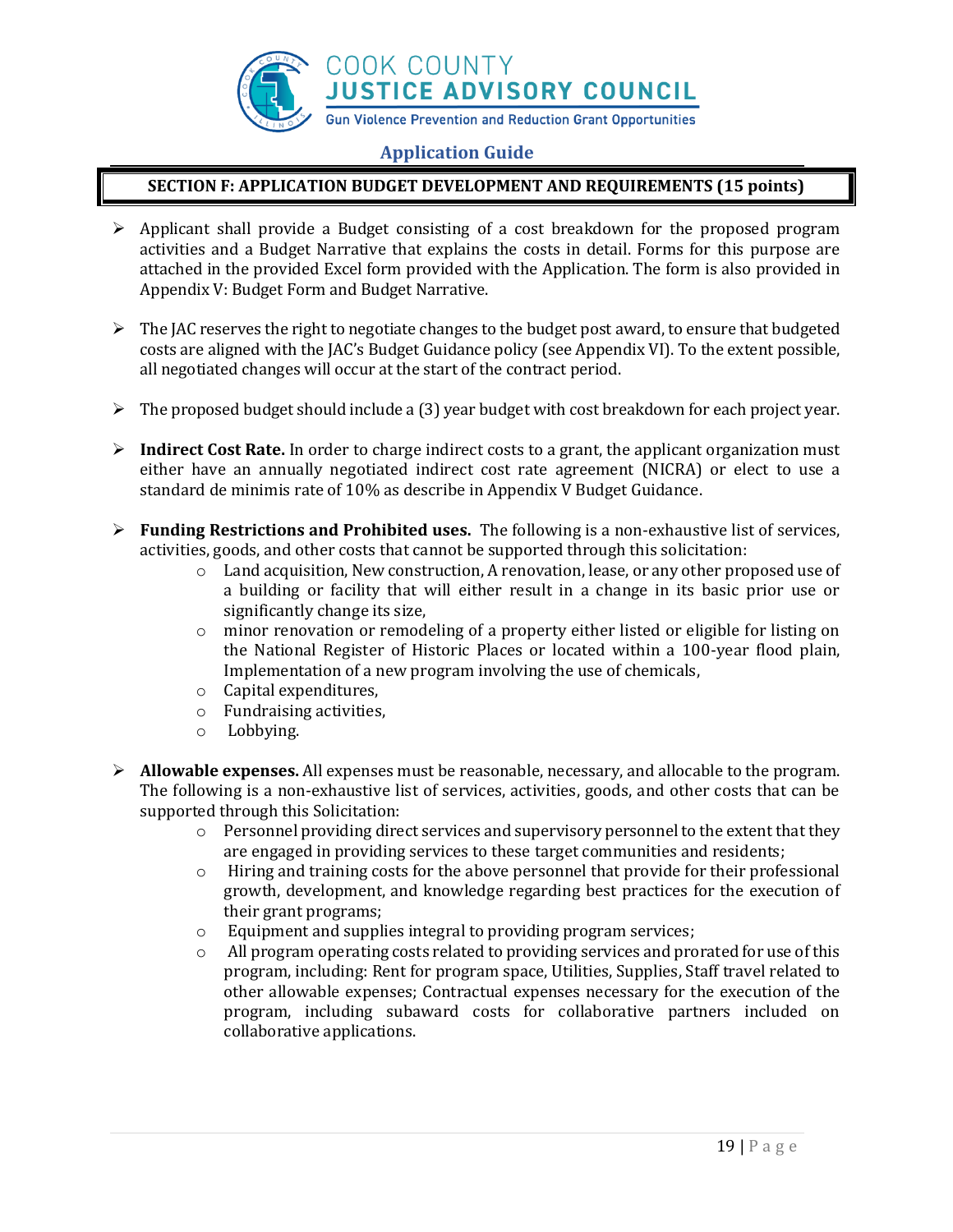## SECTION F: APPLICATION BUDGET DEVELOPMENT AND REQUIREMENTS (15 points)

- Applicant shall provide a Budget consisting of a cost breakdown for the proposed program activities and a Budget Narrative that explains the costs in detail. Forms for this purpose are attached in the provided Excel form provided with the Application. The form is also provided in Appendix V: Budget Form and Budget Narrative.

- The JAC reserves the right to negotiate changes to the budget post award, to ensure that budgeted costs are aligned with the JAC's Budget Guidance policy (see Appendix VI). To the extent possible, all negotiated changes will occur at the start of the contract period.

- The proposed budget should include a (3) year budget with cost breakdown for each project year.

- **Indirect Cost Rate.** In order to charge indirect costs to a grant, the applicant organization must either have an annually negotiated indirect cost rate agreement (NICRA) or elect to use a standard de minimis rate of 10% as describe in Appendix V Budget Guidance.

- **Funding Restrictions and Prohibited uses.** The following is a non-exhaustive list of services, activities, goods, and other costs that cannot be supported through this solicitation:
  - Land acquisition, New construction, A renovation, lease, or any other proposed use of a building or facility that will either result in a change in its basic prior use or significantly change its size,
  - minor renovation or remodeling of a property either listed or eligible for listing on the National Register of Historic Places or located within a 100-year flood plain, Implementation of a new program involving the use of chemicals,
  - Capital expenditures,
  - Fundraising activities,
  - Lobbying.

- **Allowable expenses.** All expenses must be reasonable, necessary, and allocable to the program. The following is a non-exhaustive list of services, activities, goods, and other costs that can be supported through this Solicitation:
  - Personnel providing direct services and supervisory personnel to the extent that they are engaged in providing services to these target communities and residents;
  - Hiring and training costs for the above personnel that provide for their professional growth, development, and knowledge regarding best practices for the execution of their grant programs;
  - Equipment and supplies integral to providing program services;
  - All program operating costs related to providing services and prorated for use of this program, including: Rent for program space, Utilities, Supplies, Staff travel related to other allowable expenses; Contractual expenses necessary for the execution of the program, including subaward costs for collaborative partners included on collaborative applications.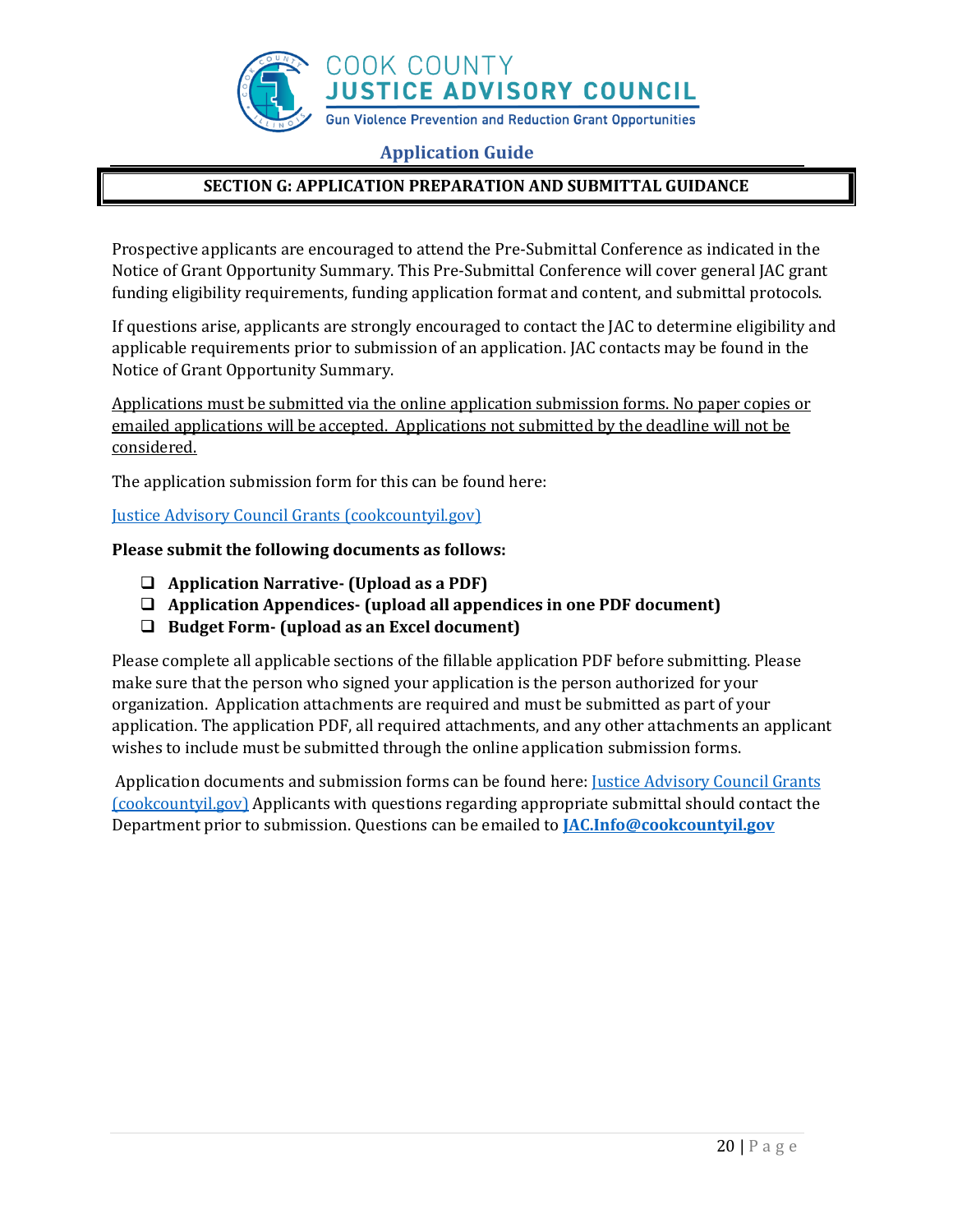## SECTION G: APPLICATION PREPARATION AND SUBMITTAL GUIDANCE

Prospective applicants are encouraged to attend the Pre-Submittal Conference as indicated in the Notice of Grant Opportunity Summary. This Pre-Submittal Conference will cover general JAC grant funding eligibility requirements, funding application format and content, and submittal protocols.

If questions arise, applicants are strongly encouraged to contact the JAC to determine eligibility and applicable requirements prior to submission of an application. JAC contacts may be found in the Notice of Grant Opportunity Summary.

<u>Applications must be submitted via the online application submission forms. No paper copies or emailed applications will be accepted. Applications not submitted by the deadline will not be considered.</u>

The application submission form for this can be found here:

Justice Advisory Council Grants (cookcountyil.gov)

**Please submit the following documents as follows:**

- ❑ **Application Narrative- (Upload as a PDF)**
- ❑ **Application Appendices- (upload all appendices in one PDF document)**
- ❑ **Budget Form- (upload as an Excel document)**

Please complete all applicable sections of the fillable application PDF before submitting. Please make sure that the person who signed your application is the person authorized for your organization. Application attachments are required and must be submitted as part of your application. The application PDF, all required attachments, and any other attachments an applicant wishes to include must be submitted through the online application submission forms.

Application documents and submission forms can be found here: Justice Advisory Council Grants (cookcountyil.gov) Applicants with questions regarding appropriate submittal should contact the Department prior to submission. Questions can be emailed to **JAC.Info@cookcountyil.gov**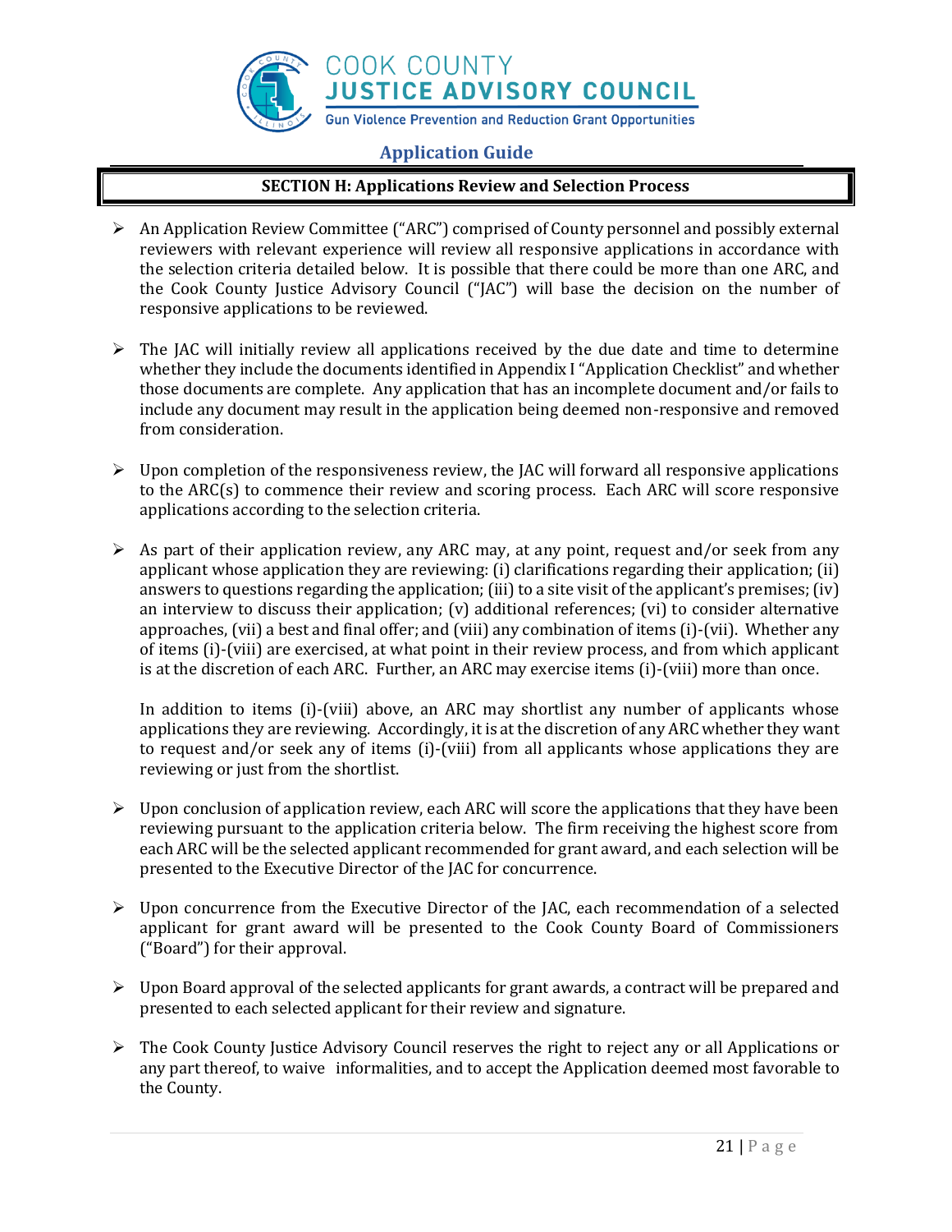## SECTION H: Applications Review and Selection Process

- An Application Review Committee ("ARC") comprised of County personnel and possibly external reviewers with relevant experience will review all responsive applications in accordance with the selection criteria detailed below. It is possible that there could be more than one ARC, and the Cook County Justice Advisory Council ("JAC") will base the decision on the number of responsive applications to be reviewed.

- The JAC will initially review all applications received by the due date and time to determine whether they include the documents identified in Appendix I "Application Checklist" and whether those documents are complete. Any application that has an incomplete document and/or fails to include any document may result in the application being deemed non-responsive and removed from consideration.

- Upon completion of the responsiveness review, the JAC will forward all responsive applications to the ARC(s) to commence their review and scoring process. Each ARC will score responsive applications according to the selection criteria.

- As part of their application review, any ARC may, at any point, request and/or seek from any applicant whose application they are reviewing: (i) clarifications regarding their application; (ii) answers to questions regarding the application; (iii) to a site visit of the applicant's premises; (iv) an interview to discuss their application; (v) additional references; (vi) to consider alternative approaches, (vii) a best and final offer; and (viii) any combination of items (i)-(vii). Whether any of items (i)-(viii) are exercised, at what point in their review process, and from which applicant is at the discretion of each ARC. Further, an ARC may exercise items (i)-(viii) more than once.

  In addition to items (i)-(viii) above, an ARC may shortlist any number of applicants whose applications they are reviewing. Accordingly, it is at the discretion of any ARC whether they want to request and/or seek any of items (i)-(viii) from all applicants whose applications they are reviewing or just from the shortlist.

- Upon conclusion of application review, each ARC will score the applications that they have been reviewing pursuant to the application criteria below. The firm receiving the highest score from each ARC will be the selected applicant recommended for grant award, and each selection will be presented to the Executive Director of the JAC for concurrence.

- Upon concurrence from the Executive Director of the JAC, each recommendation of a selected applicant for grant award will be presented to the Cook County Board of Commissioners ("Board") for their approval.

- Upon Board approval of the selected applicants for grant awards, a contract will be prepared and presented to each selected applicant for their review and signature.

- The Cook County Justice Advisory Council reserves the right to reject any or all Applications or any part thereof, to waive informalities, and to accept the Application deemed most favorable to the County.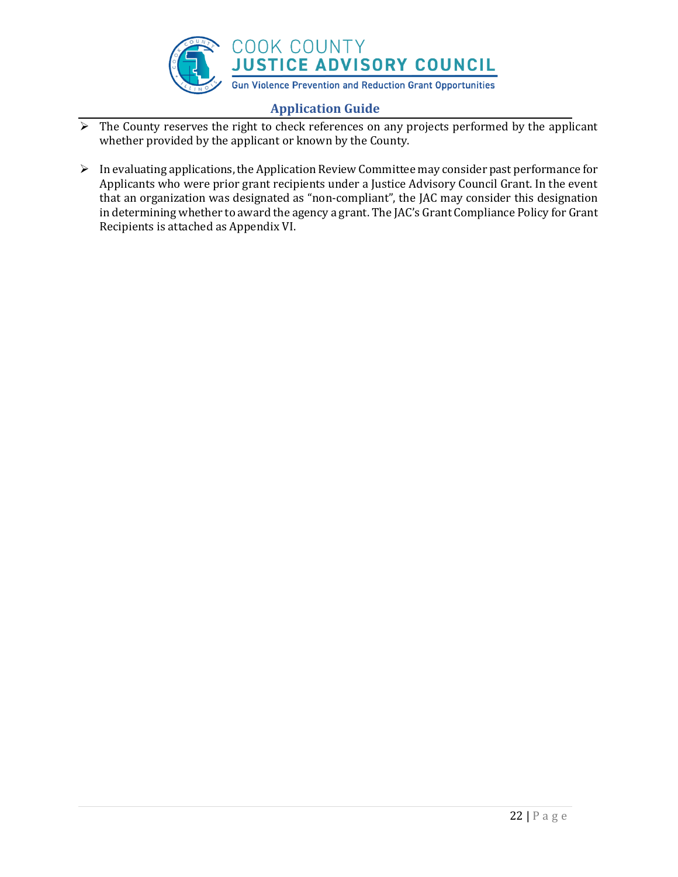- The County reserves the right to check references on any projects performed by the applicant whether provided by the applicant or known by the County.

- In evaluating applications, the Application Review Committee may consider past performance for Applicants who were prior grant recipients under a Justice Advisory Council Grant. In the event that an organization was designated as "non-compliant", the JAC may consider this designation in determining whether to award the agency a grant. The JAC's Grant Compliance Policy for Grant Recipients is attached as Appendix VI.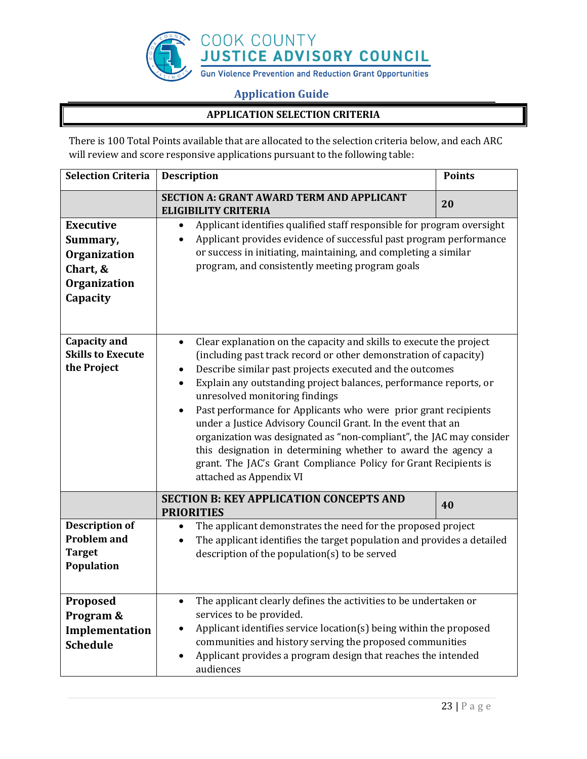## APPLICATION SELECTION CRITERIA

There is 100 Total Points available that are allocated to the selection criteria below, and each ARC will review and score responsive applications pursuant to the following table:

| Selection Criteria | Description | Points |
|---|---|---|
| | **SECTION A: GRANT AWARD TERM AND APPLICANT ELIGIBILITY CRITERIA** | **20** |
| **Executive Summary, Organization Chart, & Organization Capacity** | • Applicant identifies qualified staff responsible for program oversight<br>• Applicant provides evidence of successful past program performance or success in initiating, maintaining, and completing a similar program, and consistently meeting program goals | |
| **Capacity and Skills to Execute the Project** | • Clear explanation on the capacity and skills to execute the project (including past track record or other demonstration of capacity)<br>• Describe similar past projects executed and the outcomes<br>• Explain any outstanding project balances, performance reports, or unresolved monitoring findings<br>• Past performance for Applicants who were prior grant recipients under a Justice Advisory Council Grant. In the event that an organization was designated as "non-compliant", the JAC may consider this designation in determining whether to award the agency a grant. The JAC's Grant Compliance Policy for Grant Recipients is attached as Appendix VI | |
| | **SECTION B: KEY APPLICATION CONCEPTS AND PRIORITIES** | **40** |
| **Description of Problem and Target Population** | • The applicant demonstrates the need for the proposed project<br>• The applicant identifies the target population and provides a detailed description of the population(s) to be served | |
| **Proposed Program & Implementation Schedule** | • The applicant clearly defines the activities to be undertaken or services to be provided.<br>• Applicant identifies service location(s) being within the proposed communities and history serving the proposed communities<br>• Applicant provides a program design that reaches the intended audiences | |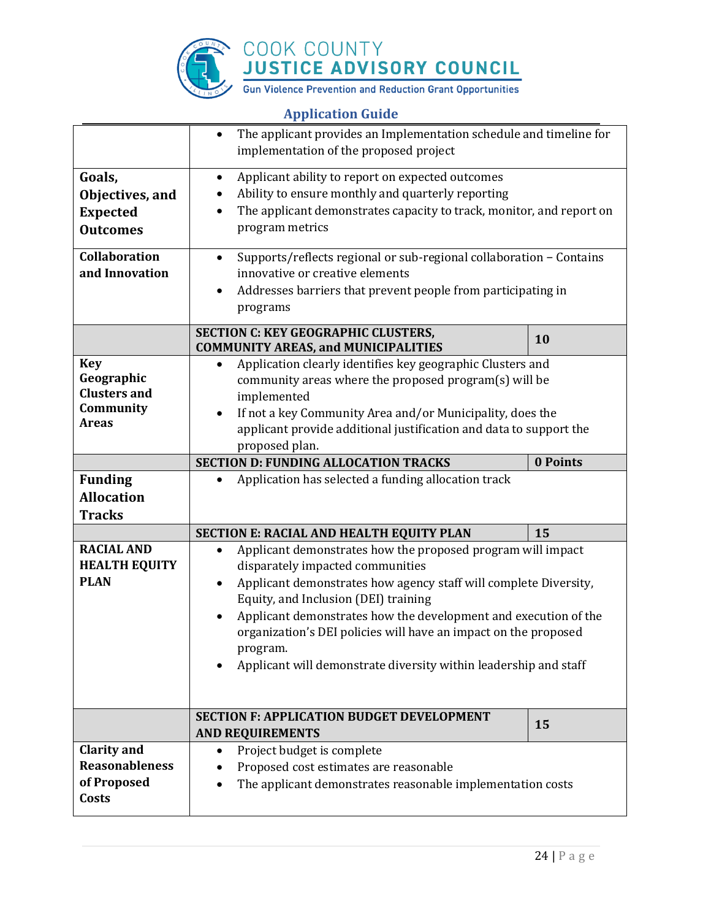| | | |
|---|---|---|
| | • The applicant provides an Implementation schedule and timeline for implementation of the proposed project | |
| **Goals, Objectives, and Expected Outcomes** | • Applicant ability to report on expected outcomes<br>• Ability to ensure monthly and quarterly reporting<br>• The applicant demonstrates capacity to track, monitor, and report on program metrics | |
| **Collaboration and Innovation** | • Supports/reflects regional or sub-regional collaboration – Contains innovative or creative elements<br>• Addresses barriers that prevent people from participating in programs | |
| | **SECTION C: KEY GEOGRAPHIC CLUSTERS, COMMUNITY AREAS, and MUNICIPALITIES** | **10** |
| **Key Geographic Clusters and Community Areas** | • Application clearly identifies key geographic Clusters and community areas where the proposed program(s) will be implemented<br>• If not a key Community Area and/or Municipality, does the applicant provide additional justification and data to support the proposed plan. | |
| | **SECTION D: FUNDING ALLOCATION TRACKS** | **0 Points** |
| **Funding Allocation Tracks** | • Application has selected a funding allocation track | |
| | **SECTION E: RACIAL AND HEALTH EQUITY PLAN** | **15** |
| **RACIAL AND HEALTH EQUITY PLAN** | • Applicant demonstrates how the proposed program will impact disparately impacted communities<br>• Applicant demonstrates how agency staff will complete Diversity, Equity, and Inclusion (DEI) training<br>• Applicant demonstrates how the development and execution of the organization's DEI policies will have an impact on the proposed program.<br>• Applicant will demonstrate diversity within leadership and staff | |
| | **SECTION F: APPLICATION BUDGET DEVELOPMENT AND REQUIREMENTS** | **15** |
| **Clarity and Reasonableness of Proposed Costs** | • Project budget is complete<br>• Proposed cost estimates are reasonable<br>• The applicant demonstrates reasonable implementation costs | |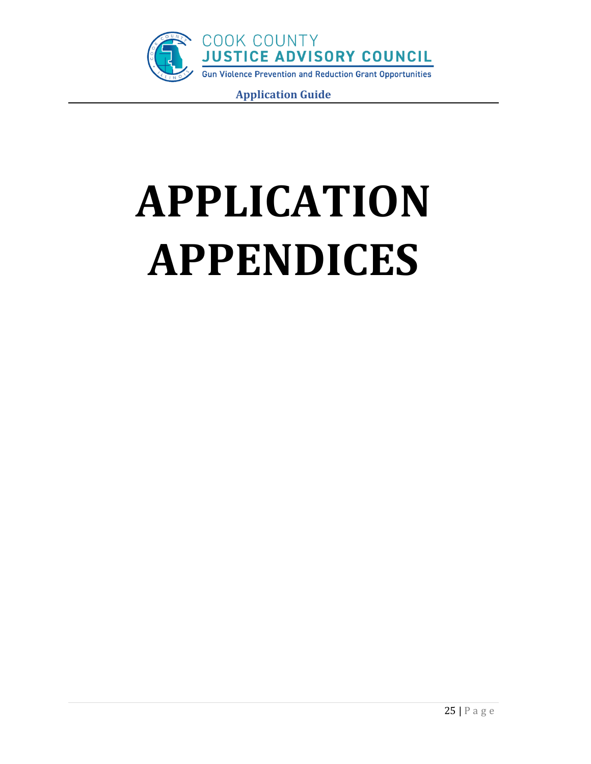# APPLICATION APPENDICES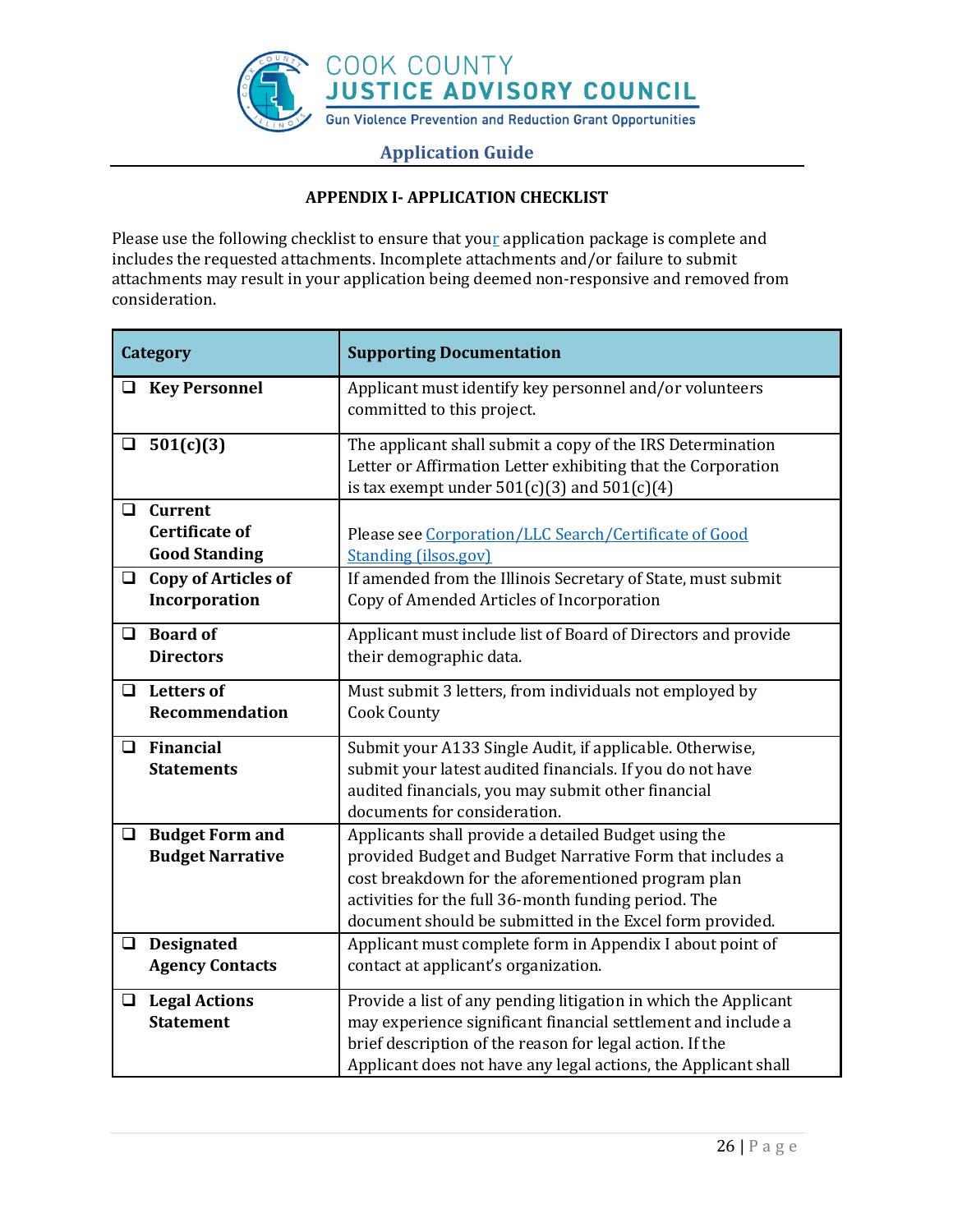## APPENDIX I- APPLICATION CHECKLIST

Please use the following checklist to ensure that your application package is complete and includes the requested attachments. Incomplete attachments and/or failure to submit attachments may result in your application being deemed non-responsive and removed from consideration.

| Category | Supporting Documentation |
| --- | --- |
| ❑ **Key Personnel** | Applicant must identify key personnel and/or volunteers committed to this project. |
| ❑ **501(c)(3)** | The applicant shall submit a copy of the IRS Determination Letter or Affirmation Letter exhibiting that the Corporation is tax exempt under 501(c)(3) and 501(c)(4) |
| ❑ **Current Certificate of Good Standing** | Please see [Corporation/LLC Search/Certificate of Good Standing (ilsos.gov)]() |
| ❑ **Copy of Articles of Incorporation** | If amended from the Illinois Secretary of State, must submit Copy of Amended Articles of Incorporation |
| ❑ **Board of Directors** | Applicant must include list of Board of Directors and provide their demographic data. |
| ❑ **Letters of Recommendation** | Must submit 3 letters, from individuals not employed by Cook County |
| ❑ **Financial Statements** | Submit your A133 Single Audit, if applicable. Otherwise, submit your latest audited financials. If you do not have audited financials, you may submit other financial documents for consideration. |
| ❑ **Budget Form and Budget Narrative** | Applicants shall provide a detailed Budget using the provided Budget and Budget Narrative Form that includes a cost breakdown for the aforementioned program plan activities for the full 36-month funding period. The document should be submitted in the Excel form provided. |
| ❑ **Designated Agency Contacts** | Applicant must complete form in Appendix I about point of contact at applicant's organization. |
| ❑ **Legal Actions Statement** | Provide a list of any pending litigation in which the Applicant may experience significant financial settlement and include a brief description of the reason for legal action. If the Applicant does not have any legal actions, the Applicant shall |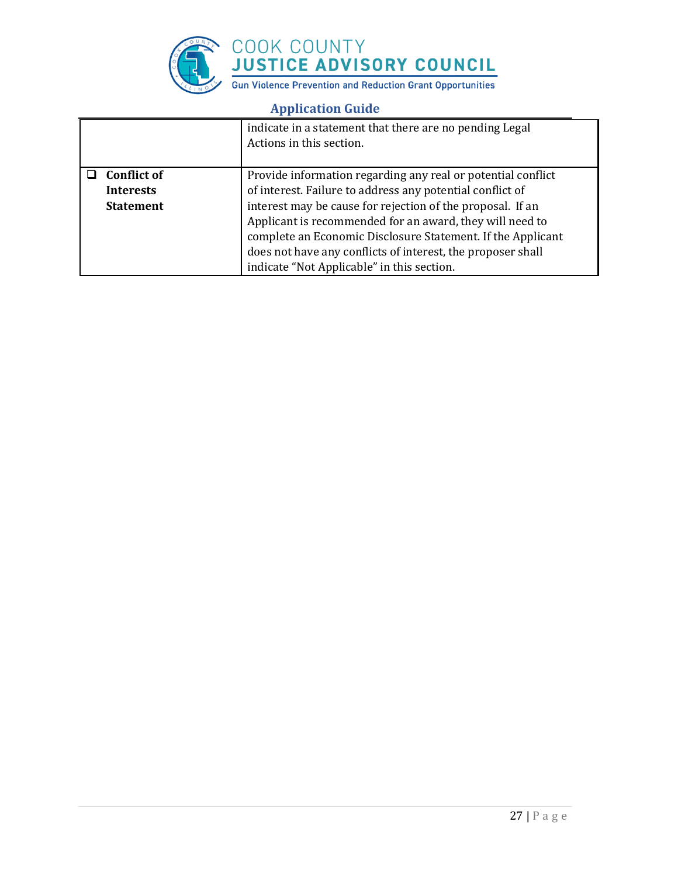| | |
|---|---|
| | indicate in a statement that there are no pending Legal Actions in this section. |
| ❑ **Conflict of Interests Statement** | Provide information regarding any real or potential conflict of interest. Failure to address any potential conflict of interest may be cause for rejection of the proposal. If an Applicant is recommended for an award, they will need to complete an Economic Disclosure Statement. If the Applicant does not have any conflicts of interest, the proposer shall indicate "Not Applicable" in this section. |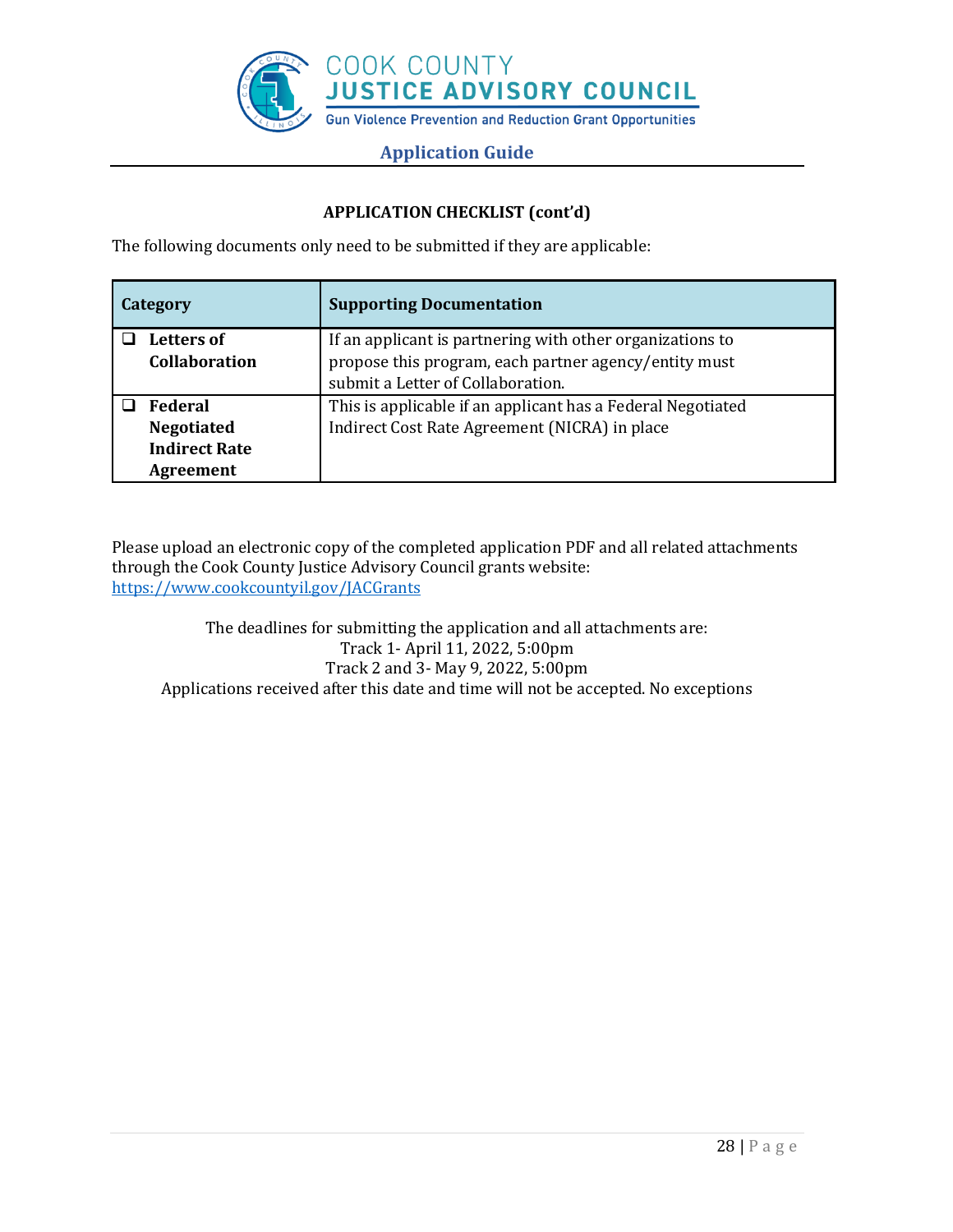### APPLICATION CHECKLIST (cont'd)

The following documents only need to be submitted if they are applicable:

| Category | Supporting Documentation |
|---|---|
| ❑ **Letters of Collaboration** | If an applicant is partnering with other organizations to propose this program, each partner agency/entity must submit a Letter of Collaboration. |
| ❑ **Federal Negotiated Indirect Rate Agreement** | This is applicable if an applicant has a Federal Negotiated Indirect Cost Rate Agreement (NICRA) in place |

Please upload an electronic copy of the completed application PDF and all related attachments through the Cook County Justice Advisory Council grants website: [https://www.cookcountyil.gov/JACGrants](https://www.cookcountyil.gov/JACGrants)

The deadlines for submitting the application and all attachments are:
Track 1- April 11, 2022, 5:00pm
Track 2 and 3- May 9, 2022, 5:00pm
Applications received after this date and time will not be accepted. No exceptions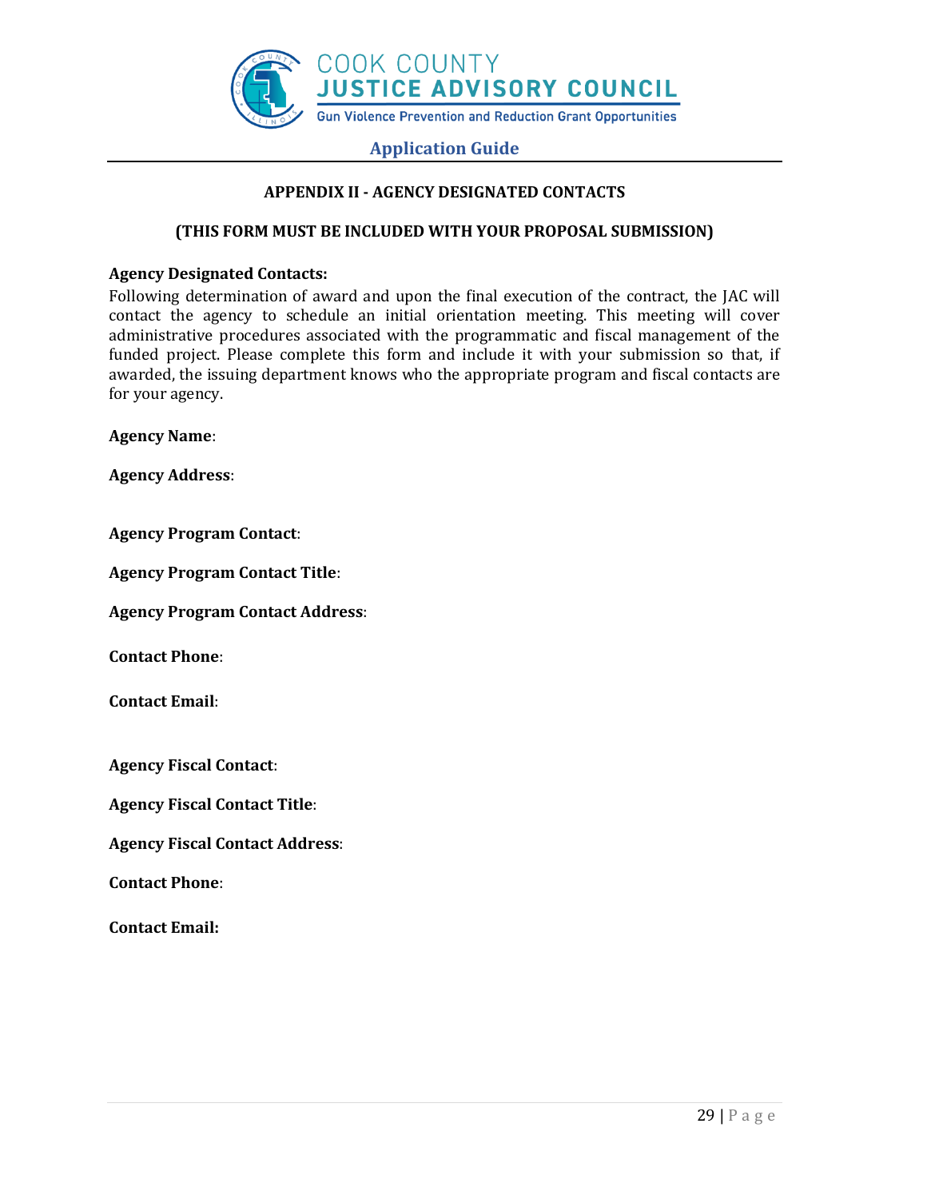## APPENDIX II - AGENCY DESIGNATED CONTACTS

**(THIS FORM MUST BE INCLUDED WITH YOUR PROPOSAL SUBMISSION)**

**Agency Designated Contacts:**
Following determination of award and upon the final execution of the contract, the JAC will contact the agency to schedule an initial orientation meeting. This meeting will cover administrative procedures associated with the programmatic and fiscal management of the funded project. Please complete this form and include it with your submission so that, if awarded, the issuing department knows who the appropriate program and fiscal contacts are for your agency.

**Agency Name**:

**Agency Address**:

**Agency Program Contact**:

**Agency Program Contact Title**:

**Agency Program Contact Address**:

**Contact Phone**:

**Contact Email**:

**Agency Fiscal Contact**:

**Agency Fiscal Contact Title**:

**Agency Fiscal Contact Address**:

**Contact Phone**:

**Contact Email:**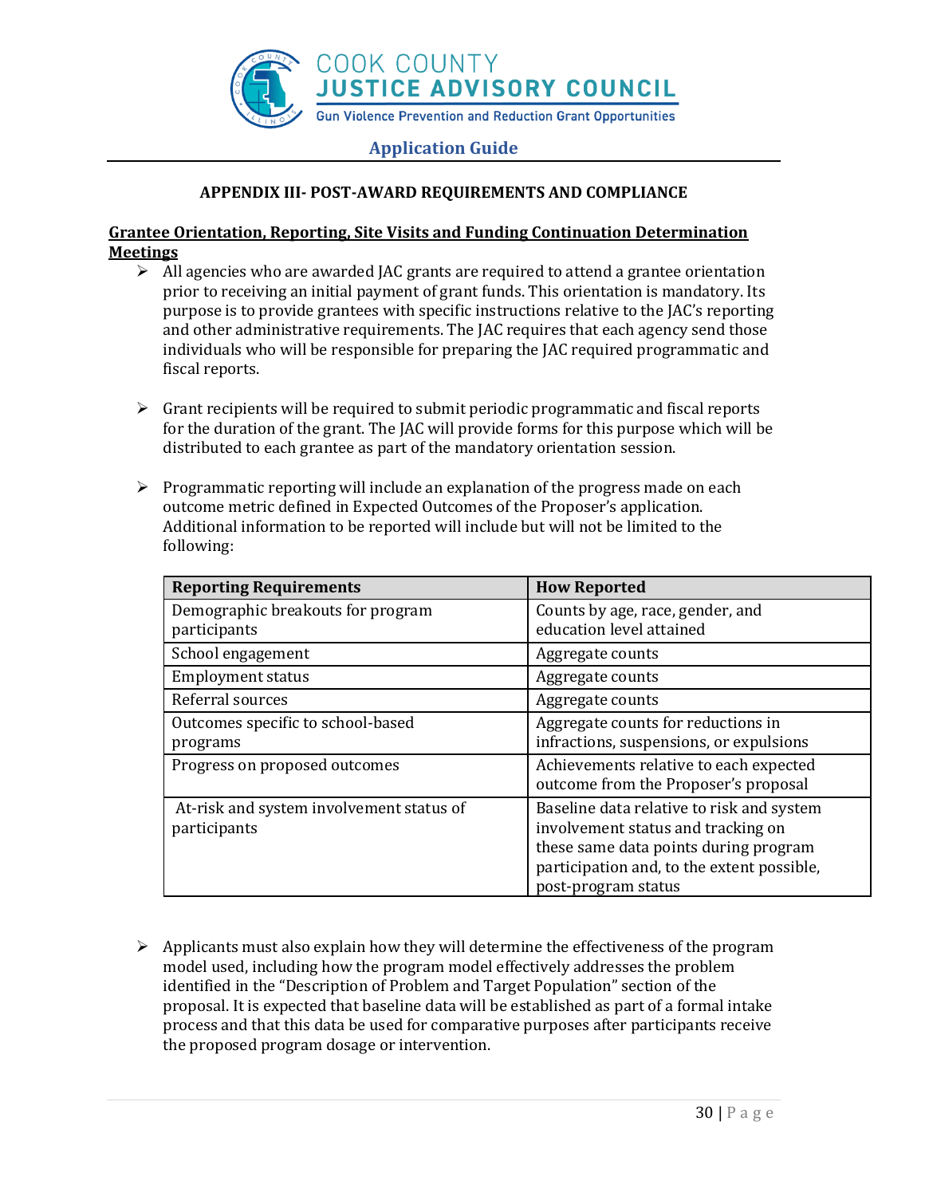## APPENDIX III- POST-AWARD REQUIREMENTS AND COMPLIANCE

**Grantee Orientation, Reporting, Site Visits and Funding Continuation Determination Meetings**

- All agencies who are awarded JAC grants are required to attend a grantee orientation prior to receiving an initial payment of grant funds. This orientation is mandatory. Its purpose is to provide grantees with specific instructions relative to the JAC's reporting and other administrative requirements. The JAC requires that each agency send those individuals who will be responsible for preparing the JAC required programmatic and fiscal reports.

- Grant recipients will be required to submit periodic programmatic and fiscal reports for the duration of the grant. The JAC will provide forms for this purpose which will be distributed to each grantee as part of the mandatory orientation session.

- Programmatic reporting will include an explanation of the progress made on each outcome metric defined in Expected Outcomes of the Proposer's application. Additional information to be reported will include but will not be limited to the following:

| Reporting Requirements | How Reported |
|---|---|
| Demographic breakouts for program participants | Counts by age, race, gender, and education level attained |
| School engagement | Aggregate counts |
| Employment status | Aggregate counts |
| Referral sources | Aggregate counts |
| Outcomes specific to school-based programs | Aggregate counts for reductions in infractions, suspensions, or expulsions |
| Progress on proposed outcomes | Achievements relative to each expected outcome from the Proposer's proposal |
| At-risk and system involvement status of participants | Baseline data relative to risk and system involvement status and tracking on these same data points during program participation and, to the extent possible, post-program status |

- Applicants must also explain how they will determine the effectiveness of the program model used, including how the program model effectively addresses the problem identified in the "Description of Problem and Target Population" section of the proposal. It is expected that baseline data will be established as part of a formal intake process and that this data be used for comparative purposes after participants receive the proposed program dosage or intervention.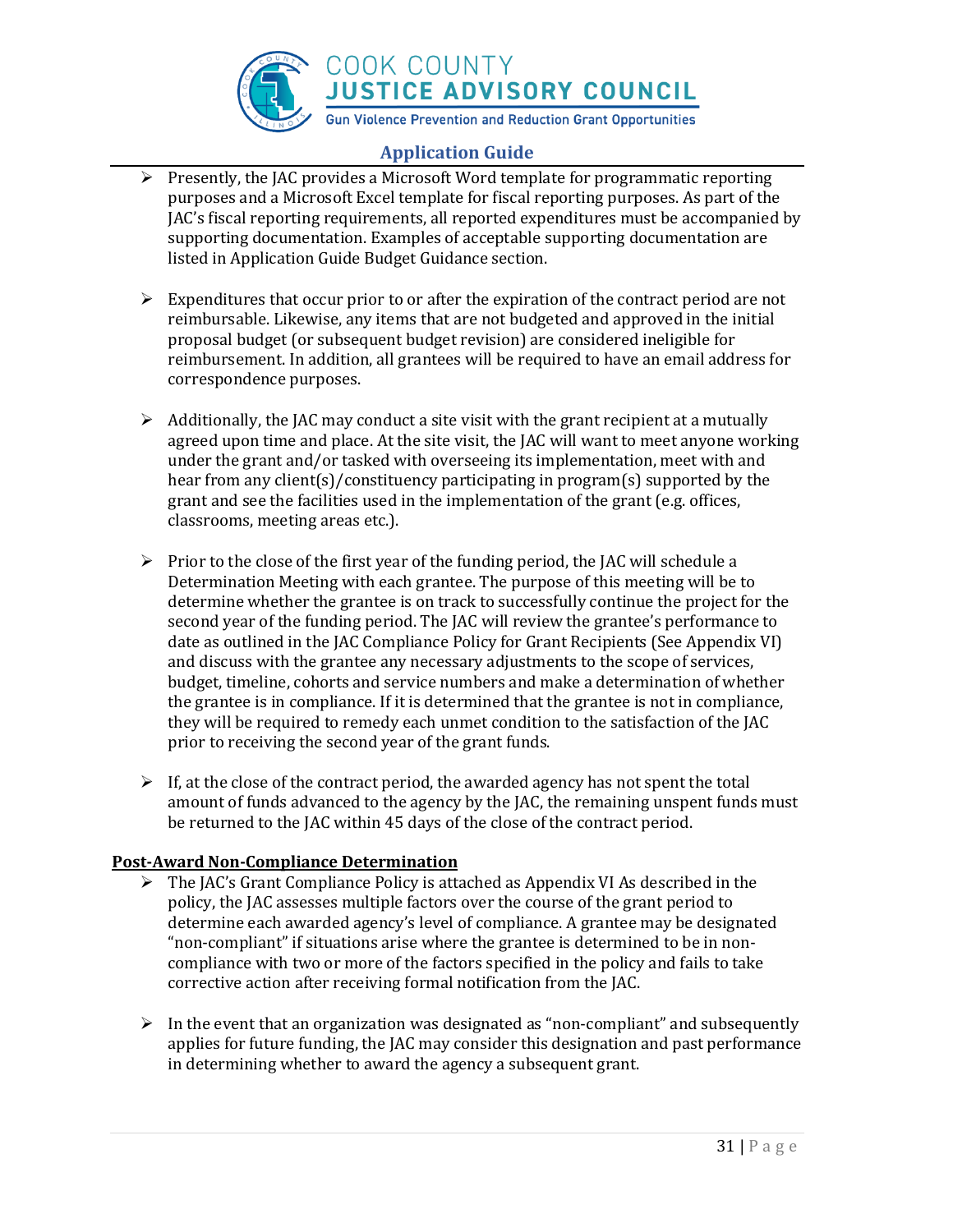- Presently, the JAC provides a Microsoft Word template for programmatic reporting purposes and a Microsoft Excel template for fiscal reporting purposes. As part of the JAC's fiscal reporting requirements, all reported expenditures must be accompanied by supporting documentation. Examples of acceptable supporting documentation are listed in Application Guide Budget Guidance section.

- Expenditures that occur prior to or after the expiration of the contract period are not reimbursable. Likewise, any items that are not budgeted and approved in the initial proposal budget (or subsequent budget revision) are considered ineligible for reimbursement. In addition, all grantees will be required to have an email address for correspondence purposes.

- Additionally, the JAC may conduct a site visit with the grant recipient at a mutually agreed upon time and place. At the site visit, the JAC will want to meet anyone working under the grant and/or tasked with overseeing its implementation, meet with and hear from any client(s)/constituency participating in program(s) supported by the grant and see the facilities used in the implementation of the grant (e.g. offices, classrooms, meeting areas etc.).

- Prior to the close of the first year of the funding period, the JAC will schedule a Determination Meeting with each grantee. The purpose of this meeting will be to determine whether the grantee is on track to successfully continue the project for the second year of the funding period. The JAC will review the grantee's performance to date as outlined in the JAC Compliance Policy for Grant Recipients (See Appendix VI) and discuss with the grantee any necessary adjustments to the scope of services, budget, timeline, cohorts and service numbers and make a determination of whether the grantee is in compliance. If it is determined that the grantee is not in compliance, they will be required to remedy each unmet condition to the satisfaction of the JAC prior to receiving the second year of the grant funds.

- If, at the close of the contract period, the awarded agency has not spent the total amount of funds advanced to the agency by the JAC, the remaining unspent funds must be returned to the JAC within 45 days of the close of the contract period.

**Post-Award Non-Compliance Determination**

- The JAC's Grant Compliance Policy is attached as Appendix VI As described in the policy, the JAC assesses multiple factors over the course of the grant period to determine each awarded agency's level of compliance. A grantee may be designated "non-compliant" if situations arise where the grantee is determined to be in non-compliance with two or more of the factors specified in the policy and fails to take corrective action after receiving formal notification from the JAC.

- In the event that an organization was designated as "non-compliant" and subsequently applies for future funding, the JAC may consider this designation and past performance in determining whether to award the agency a subsequent grant.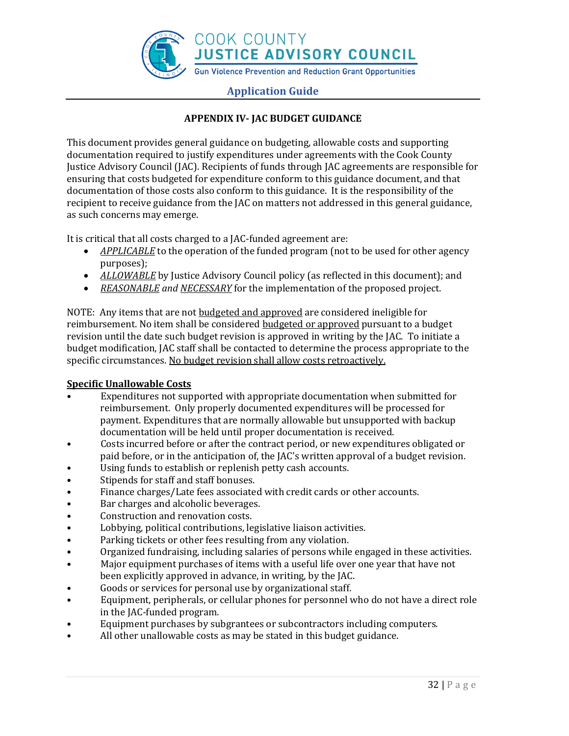## APPENDIX IV- JAC BUDGET GUIDANCE

This document provides general guidance on budgeting, allowable costs and supporting documentation required to justify expenditures under agreements with the Cook County Justice Advisory Council (JAC). Recipients of funds through JAC agreements are responsible for ensuring that costs budgeted for expenditure conform to this guidance document, and that documentation of those costs also conform to this guidance. It is the responsibility of the recipient to receive guidance from the JAC on matters not addressed in this general guidance, as such concerns may emerge.

It is critical that all costs charged to a JAC-funded agreement are:

- *APPLICABLE* to the operation of the funded program (not to be used for other agency purposes);
- *ALLOWABLE* by Justice Advisory Council policy (as reflected in this document); and
- *REASONABLE and NECESSARY* for the implementation of the proposed project.

NOTE: Any items that are not budgeted and approved are considered ineligible for reimbursement. No item shall be considered budgeted or approved pursuant to a budget revision until the date such budget revision is approved in writing by the JAC. To initiate a budget modification, JAC staff shall be contacted to determine the process appropriate to the specific circumstances. No budget revision shall allow costs retroactively.

### Specific Unallowable Costs

- Expenditures not supported with appropriate documentation when submitted for reimbursement. Only properly documented expenditures will be processed for payment. Expenditures that are normally allowable but unsupported with backup documentation will be held until proper documentation is received.
- Costs incurred before or after the contract period, or new expenditures obligated or paid before, or in the anticipation of, the JAC's written approval of a budget revision.
- Using funds to establish or replenish petty cash accounts.
- Stipends for staff and staff bonuses.
- Finance charges/Late fees associated with credit cards or other accounts.
- Bar charges and alcoholic beverages.
- Construction and renovation costs.
- Lobbying, political contributions, legislative liaison activities.
- Parking tickets or other fees resulting from any violation.
- Organized fundraising, including salaries of persons while engaged in these activities.
- Major equipment purchases of items with a useful life over one year that have not been explicitly approved in advance, in writing, by the JAC.
- Goods or services for personal use by organizational staff.
- Equipment, peripherals, or cellular phones for personnel who do not have a direct role in the JAC-funded program.
- Equipment purchases by subgrantees or subcontractors including computers.
- All other unallowable costs as may be stated in this budget guidance.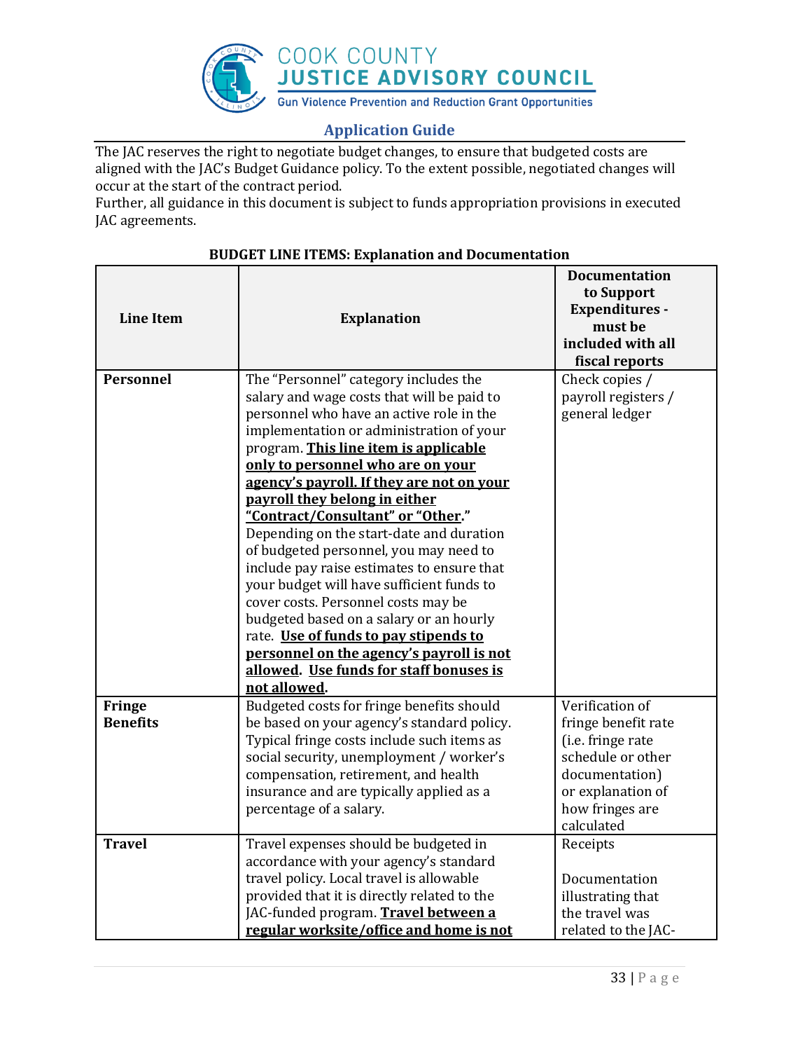## Application Guide

The JAC reserves the right to negotiate budget changes, to ensure that budgeted costs are aligned with the JAC's Budget Guidance policy. To the extent possible, negotiated changes will occur at the start of the contract period.

Further, all guidance in this document is subject to funds appropriation provisions in executed JAC agreements.

**BUDGET LINE ITEMS: Explanation and Documentation**

| Line Item | Explanation | Documentation to Support Expenditures - must be included with all fiscal reports |
|---|---|---|
| **Personnel** | The "Personnel" category includes the salary and wage costs that will be paid to personnel who have an active role in the implementation or administration of your program. **This line item is applicable only to personnel who are on your agency's payroll. If they are not on your payroll they belong in either "Contract/Consultant" or "Other."** Depending on the start-date and duration of budgeted personnel, you may need to include pay raise estimates to ensure that your budget will have sufficient funds to cover costs. Personnel costs may be budgeted based on a salary or an hourly rate. **Use of funds to pay stipends to personnel on the agency's payroll is not allowed. Use funds for staff bonuses is not allowed.** | Check copies / payroll registers / general ledger |
| **Fringe Benefits** | Budgeted costs for fringe benefits should be based on your agency's standard policy. Typical fringe costs include such items as social security, unemployment / worker's compensation, retirement, and health insurance and are typically applied as a percentage of a salary. | Verification of fringe benefit rate (i.e. fringe rate schedule or other documentation) or explanation of how fringes are calculated |
| **Travel** | Travel expenses should be budgeted in accordance with your agency's standard travel policy. Local travel is allowable provided that it is directly related to the JAC-funded program. **Travel between a regular worksite/office and home is not** | Receipts<br><br>Documentation illustrating that the travel was related to the JAC- |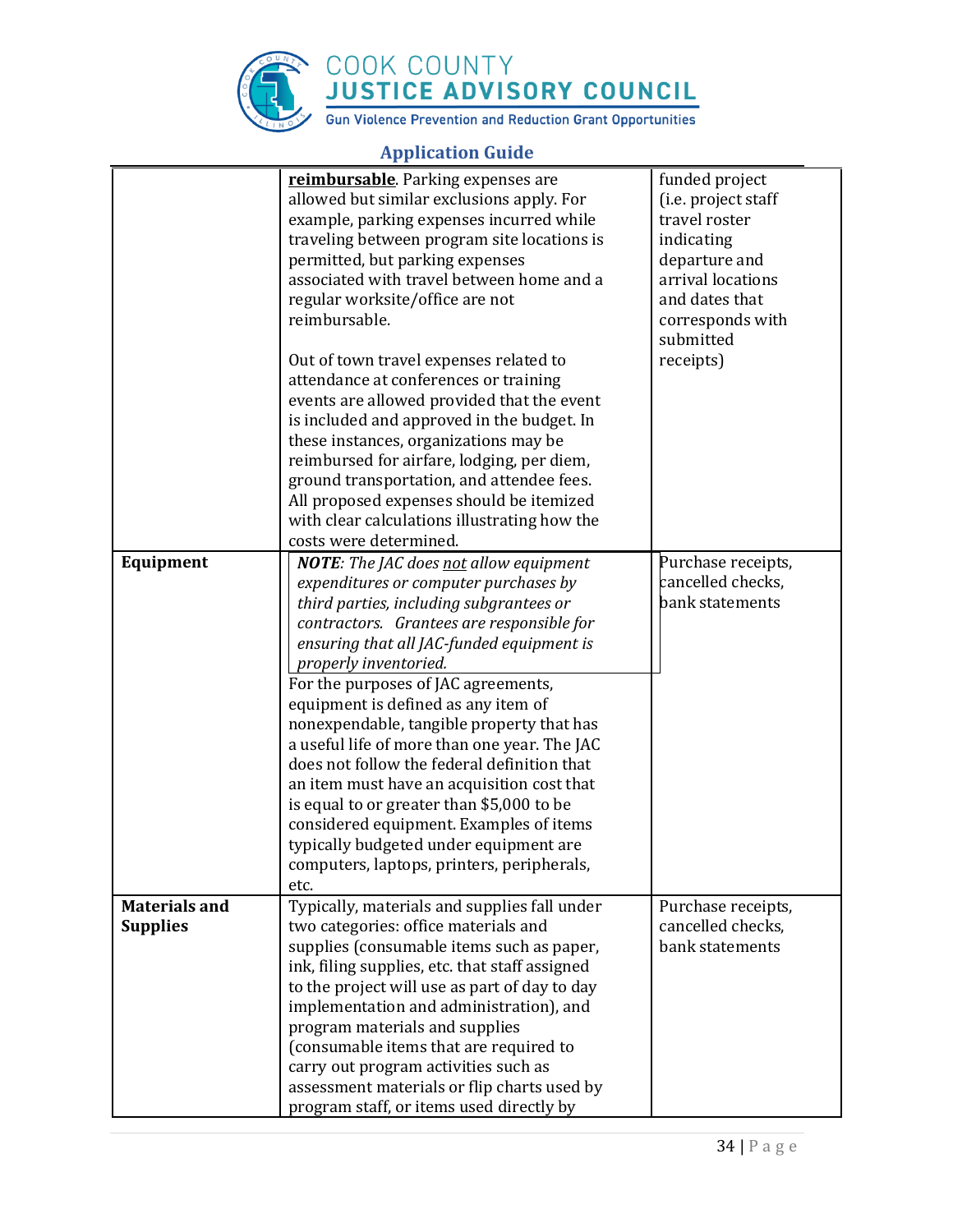| | | |
|---|---|---|
| | **reimbursable**. Parking expenses are allowed but similar exclusions apply. For example, parking expenses incurred while traveling between program site locations is permitted, but parking expenses associated with travel between home and a regular worksite/office are not reimbursable.<br><br>Out of town travel expenses related to attendance at conferences or training events are allowed provided that the event is included and approved in the budget. In these instances, organizations may be reimbursed for airfare, lodging, per diem, ground transportation, and attendee fees. All proposed expenses should be itemized with clear calculations illustrating how the costs were determined. | funded project (i.e. project staff travel roster indicating departure and arrival locations and dates that corresponds with submitted receipts) |
| **Equipment** | ***NOTE**: The JAC does not allow equipment expenditures or computer purchases by third parties, including subgrantees or contractors. Grantees are responsible for ensuring that all JAC-funded equipment is properly inventoried.*<br><br>For the purposes of JAC agreements, equipment is defined as any item of nonexpendable, tangible property that has a useful life of more than one year. The JAC does not follow the federal definition that an item must have an acquisition cost that is equal to or greater than $5,000 to be considered equipment. Examples of items typically budgeted under equipment are computers, laptops, printers, peripherals, etc. | Purchase receipts, cancelled checks, bank statements |
| **Materials and Supplies** | Typically, materials and supplies fall under two categories: office materials and supplies (consumable items such as paper, ink, filing supplies, etc. that staff assigned to the project will use as part of day to day implementation and administration), and program materials and supplies (consumable items that are required to carry out program activities such as assessment materials or flip charts used by program staff, or items used directly by | Purchase receipts, cancelled checks, bank statements |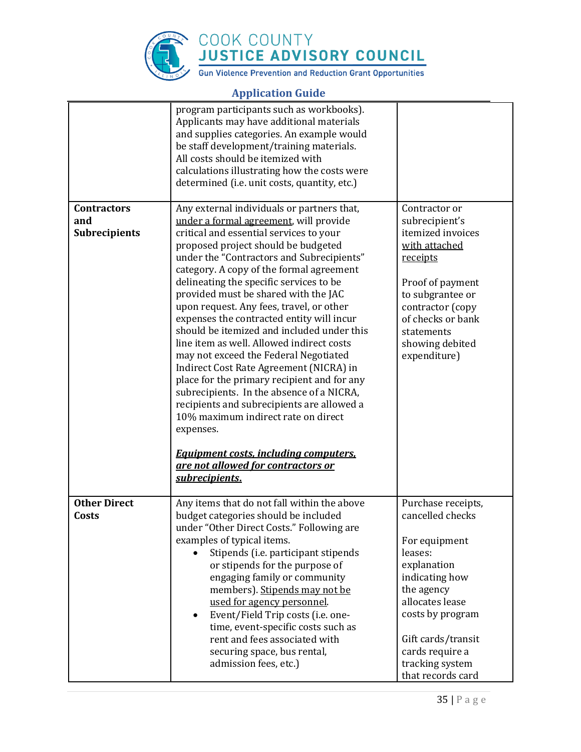| | | |
|---|---|---|
| | program participants such as workbooks). Applicants may have additional materials and supplies categories. An example would be staff development/training materials. All costs should be itemized with calculations illustrating how the costs were determined (i.e. unit costs, quantity, etc.) | |
| **Contractors and Subrecipients** | Any external individuals or partners that, under a formal agreement, will provide critical and essential services to your proposed project should be budgeted under the "Contractors and Subrecipients" category. A copy of the formal agreement delineating the specific services to be provided must be shared with the JAC upon request. Any fees, travel, or other expenses the contracted entity will incur should be itemized and included under this line item as well. Allowed indirect costs may not exceed the Federal Negotiated Indirect Cost Rate Agreement (NICRA) in place for the primary recipient and for any subrecipients. In the absence of a NICRA, recipients and subrecipients are allowed a 10% maximum indirect rate on direct expenses.<br><br>***Equipment costs, including computers, are not allowed for contractors or subrecipients.*** | Contractor or subrecipient's itemized invoices with attached receipts<br><br>Proof of payment to subgrantee or contractor (copy of checks or bank statements showing debited expenditure) |
| **Other Direct Costs** | Any items that do not fall within the above budget categories should be included under "Other Direct Costs." Following are examples of typical items.<br>• Stipends (i.e. participant stipends or stipends for the purpose of engaging family or community members). Stipends may not be used for agency personnel.<br>• Event/Field Trip costs (i.e. one-time, event-specific costs such as rent and fees associated with securing space, bus rental, admission fees, etc.) | Purchase receipts, cancelled checks<br><br>For equipment leases: explanation indicating how the agency allocates lease costs by program<br><br>Gift cards/transit cards require a tracking system that records card |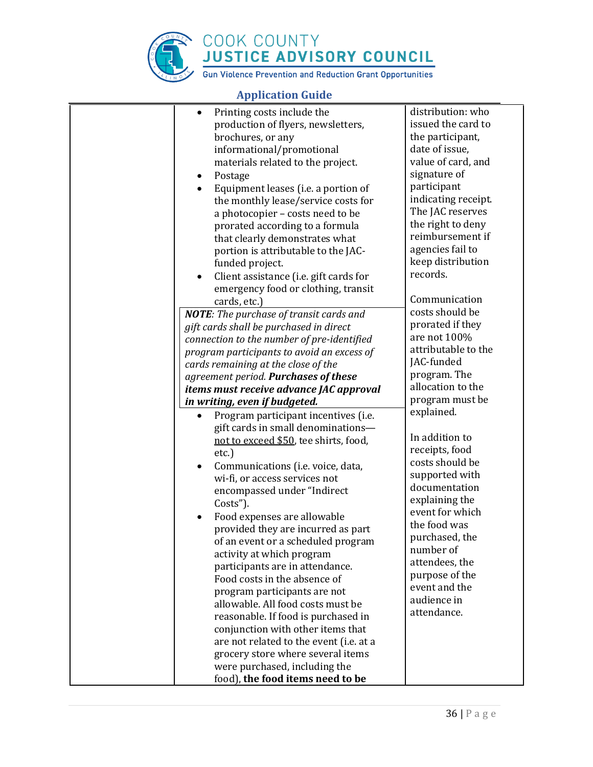| | | |
|---|---|---|
| | • Printing costs include the production of flyers, newsletters, brochures, or any informational/promotional materials related to the project.<br>• Postage<br>• Equipment leases (i.e. a portion of the monthly lease/service costs for a photocopier – costs need to be prorated according to a formula that clearly demonstrates what portion is attributable to the JAC-funded project.<br>• Client assistance (i.e. gift cards for emergency food or clothing, transit cards, etc.)<br>***NOTE****: The purchase of transit cards and gift cards shall be purchased in direct connection to the number of pre-identified program participants to avoid an excess of cards remaining at the close of the agreement period.* ***Purchases of these items must receive advance JAC approval in writing, even if budgeted.***<br>• Program participant incentives (i.e. gift cards in small denominations—not to exceed $50, tee shirts, food, etc.)<br>• Communications (i.e. voice, data, wi-fi, or access services not encompassed under "Indirect Costs").<br>• Food expenses are allowable provided they are incurred as part of an event or a scheduled program activity at which program participants are in attendance. Food costs in the absence of program participants are not allowable. All food costs must be reasonable. If food is purchased in conjunction with other items that are not related to the event (i.e. at a grocery store where several items were purchased, including the food), **the food items need to be** | distribution: who issued the card to the participant, date of issue, value of card, and signature of participant indicating receipt. The JAC reserves the right to deny reimbursement if agencies fail to keep distribution records.<br><br>Communication costs should be prorated if they are not 100% attributable to the JAC-funded program. The allocation to the program must be explained.<br><br>In addition to receipts, food costs should be supported with documentation explaining the event for which the food was purchased, the number of attendees, the purpose of the event and the audience in attendance. |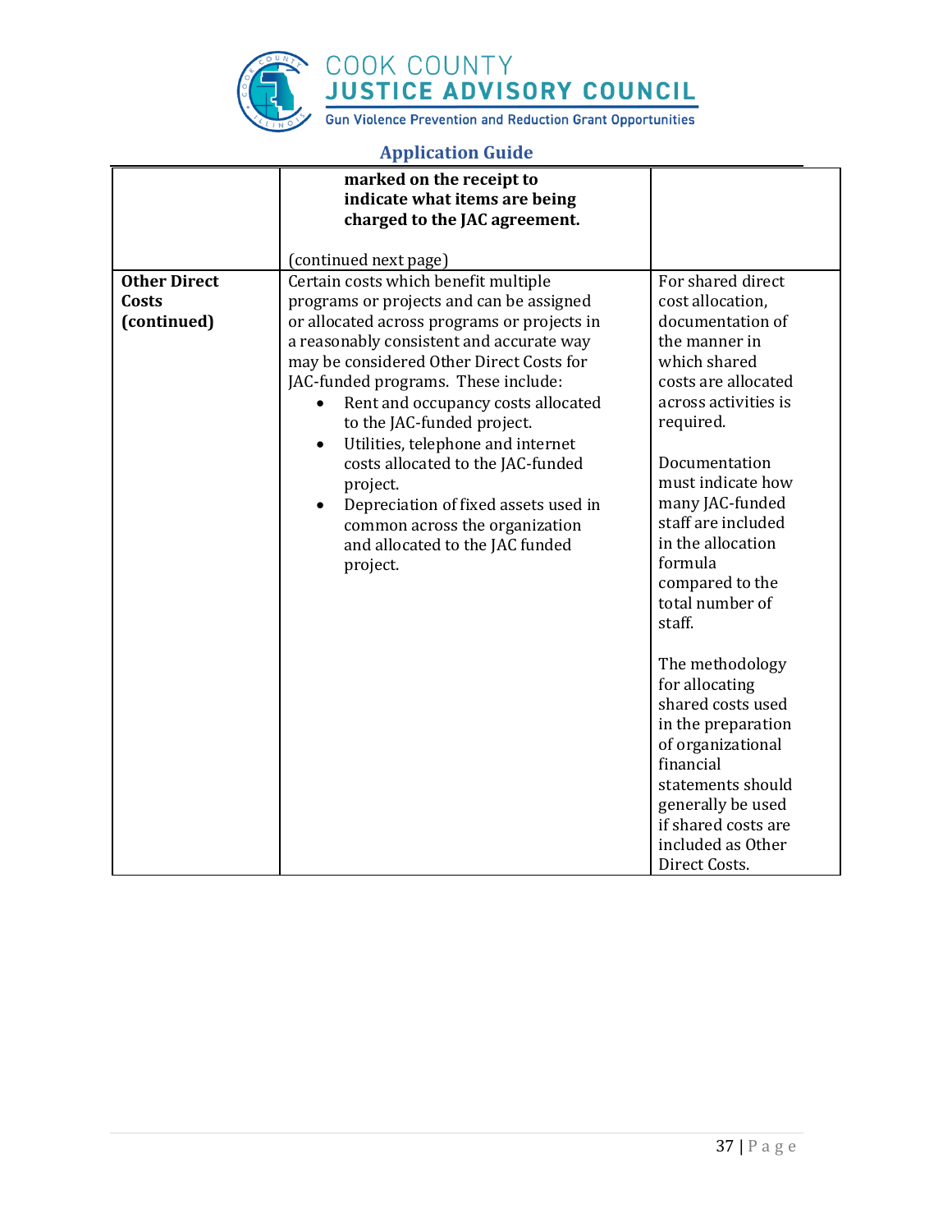| | | |
|---|---|---|
| | **marked on the receipt to indicate what items are being charged to the JAC agreement.**<br><br>(continued next page) | |
| **Other Direct Costs (continued)** | Certain costs which benefit multiple programs or projects and can be assigned or allocated across programs or projects in a reasonably consistent and accurate way may be considered Other Direct Costs for JAC-funded programs. These include:<br>• Rent and occupancy costs allocated to the JAC-funded project.<br>• Utilities, telephone and internet costs allocated to the JAC-funded project.<br>• Depreciation of fixed assets used in common across the organization and allocated to the JAC funded project. | For shared direct cost allocation, documentation of the manner in which shared costs are allocated across activities is required.<br><br>Documentation must indicate how many JAC-funded staff are included in the allocation formula compared to the total number of staff.<br><br>The methodology for allocating shared costs used in the preparation of organizational financial statements should generally be used if shared costs are included as Other Direct Costs. |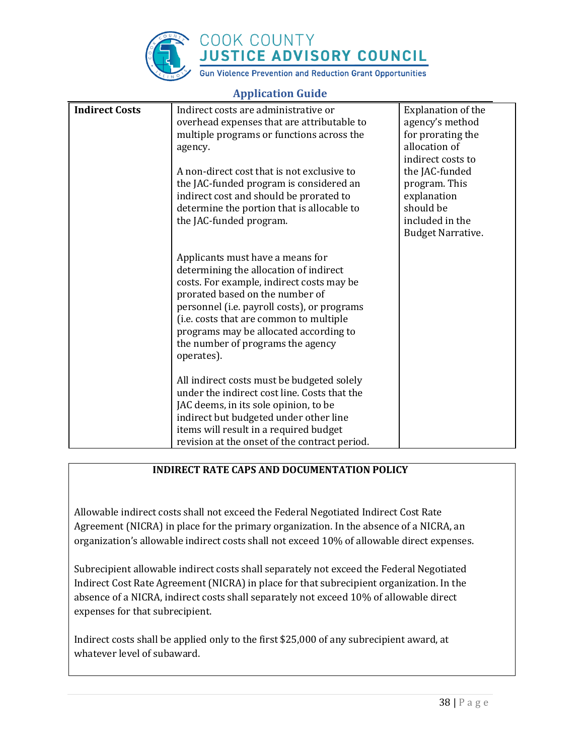| Indirect Costs | Indirect costs are administrative or overhead expenses that are attributable to multiple programs or functions across the agency.<br><br>A non-direct cost that is not exclusive to the JAC-funded program is considered an indirect cost and should be prorated to determine the portion that is allocable to the JAC-funded program.<br><br>Applicants must have a means for determining the allocation of indirect costs. For example, indirect costs may be prorated based on the number of personnel (i.e. payroll costs), or programs (i.e. costs that are common to multiple programs may be allocated according to the number of programs the agency operates).<br><br>All indirect costs must be budgeted solely under the indirect cost line. Costs that the JAC deems, in its sole opinion, to be indirect but budgeted under other line items will result in a required budget revision at the onset of the contract period. | Explanation of the agency's method for prorating the allocation of indirect costs to the JAC-funded program. This explanation should be included in the Budget Narrative. |
|---|---|---|

**INDIRECT RATE CAPS AND DOCUMENTATION POLICY**

Allowable indirect costs shall not exceed the Federal Negotiated Indirect Cost Rate Agreement (NICRA) in place for the primary organization. In the absence of a NICRA, an organization's allowable indirect costs shall not exceed 10% of allowable direct expenses.

Subrecipient allowable indirect costs shall separately not exceed the Federal Negotiated Indirect Cost Rate Agreement (NICRA) in place for that subrecipient organization. In the absence of a NICRA, indirect costs shall separately not exceed 10% of allowable direct expenses for that subrecipient.

Indirect costs shall be applied only to the first $25,000 of any subrecipient award, at whatever level of subaward.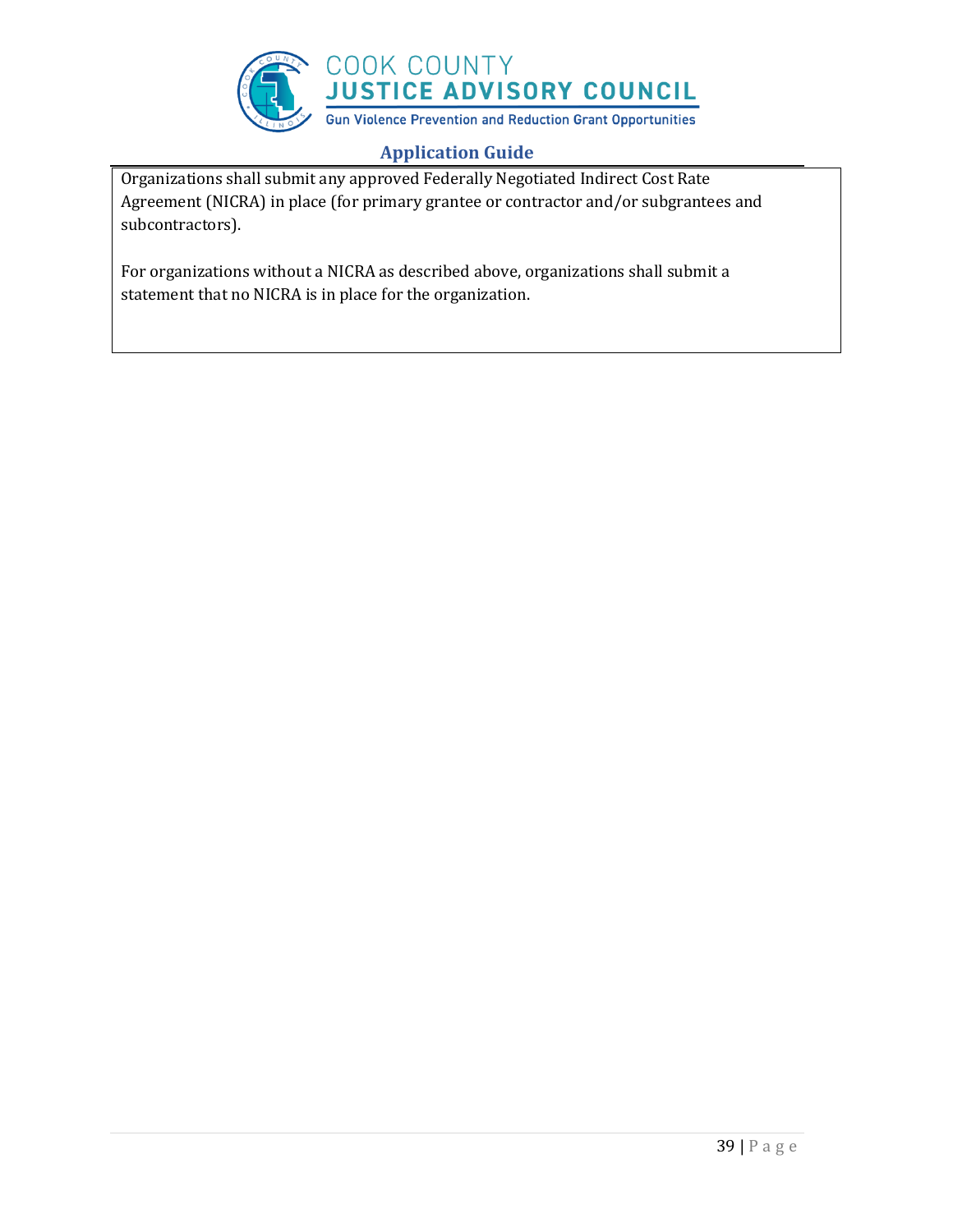Organizations shall submit any approved Federally Negotiated Indirect Cost Rate Agreement (NICRA) in place (for primary grantee or contractor and/or subgrantees and subcontractors).

For organizations without a NICRA as described above, organizations shall submit a statement that no NICRA is in place for the organization.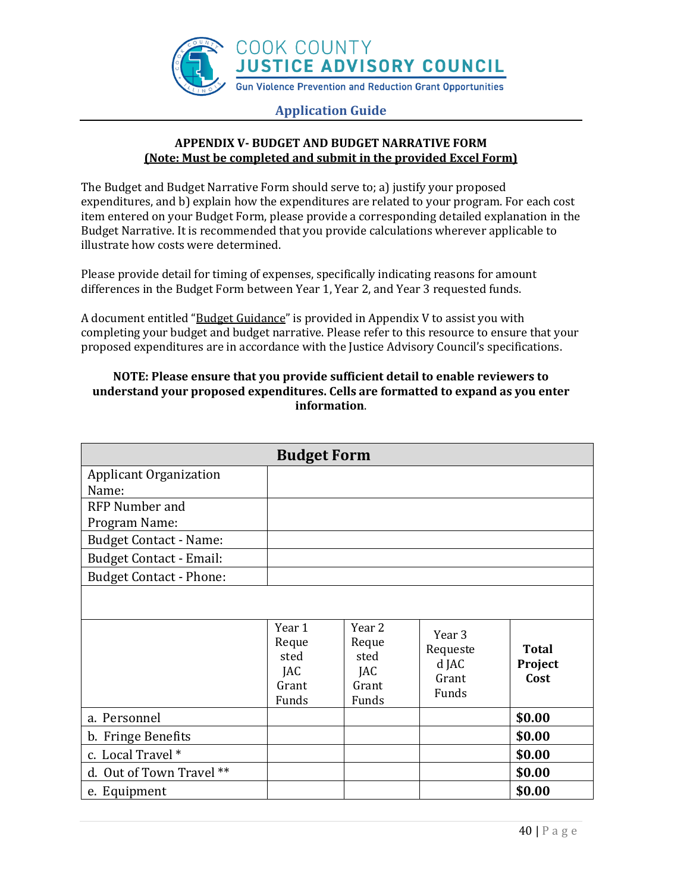APPENDIX V- BUDGET AND BUDGET NARRATIVE FORM
**(Note: Must be completed and submit in the provided Excel Form)**

The Budget and Budget Narrative Form should serve to; a) justify your proposed expenditures, and b) explain how the expenditures are related to your program. For each cost item entered on your Budget Form, please provide a corresponding detailed explanation in the Budget Narrative. It is recommended that you provide calculations wherever applicable to illustrate how costs were determined.

Please provide detail for timing of expenses, specifically indicating reasons for amount differences in the Budget Form between Year 1, Year 2, and Year 3 requested funds.

A document entitled "Budget Guidance" is provided in Appendix V to assist you with completing your budget and budget narrative. Please refer to this resource to ensure that your proposed expenditures are in accordance with the Justice Advisory Council's specifications.

**NOTE: Please ensure that you provide sufficient detail to enable reviewers to understand your proposed expenditures. Cells are formatted to expand as you enter information.**

| **Budget Form** | | | | |
|---|---|---|---|---|
| Applicant Organization Name: | | | | |
| RFP Number and Program Name: | | | | |
| Budget Contact - Name: | | | | |
| Budget Contact - Email: | | | | |
| Budget Contact - Phone: | | | | |
| | | | | |
| | Year 1 Requested JAC Grant Funds | Year 2 Requested JAC Grant Funds | Year 3 Requested JAC Grant Funds | **Total Project Cost** |
| a. Personnel | | | | **$0.00** |
| b. Fringe Benefits | | | | **$0.00** |
| c. Local Travel * | | | | **$0.00** |
| d. Out of Town Travel ** | | | | **$0.00** |
| e. Equipment | | | | **$0.00** |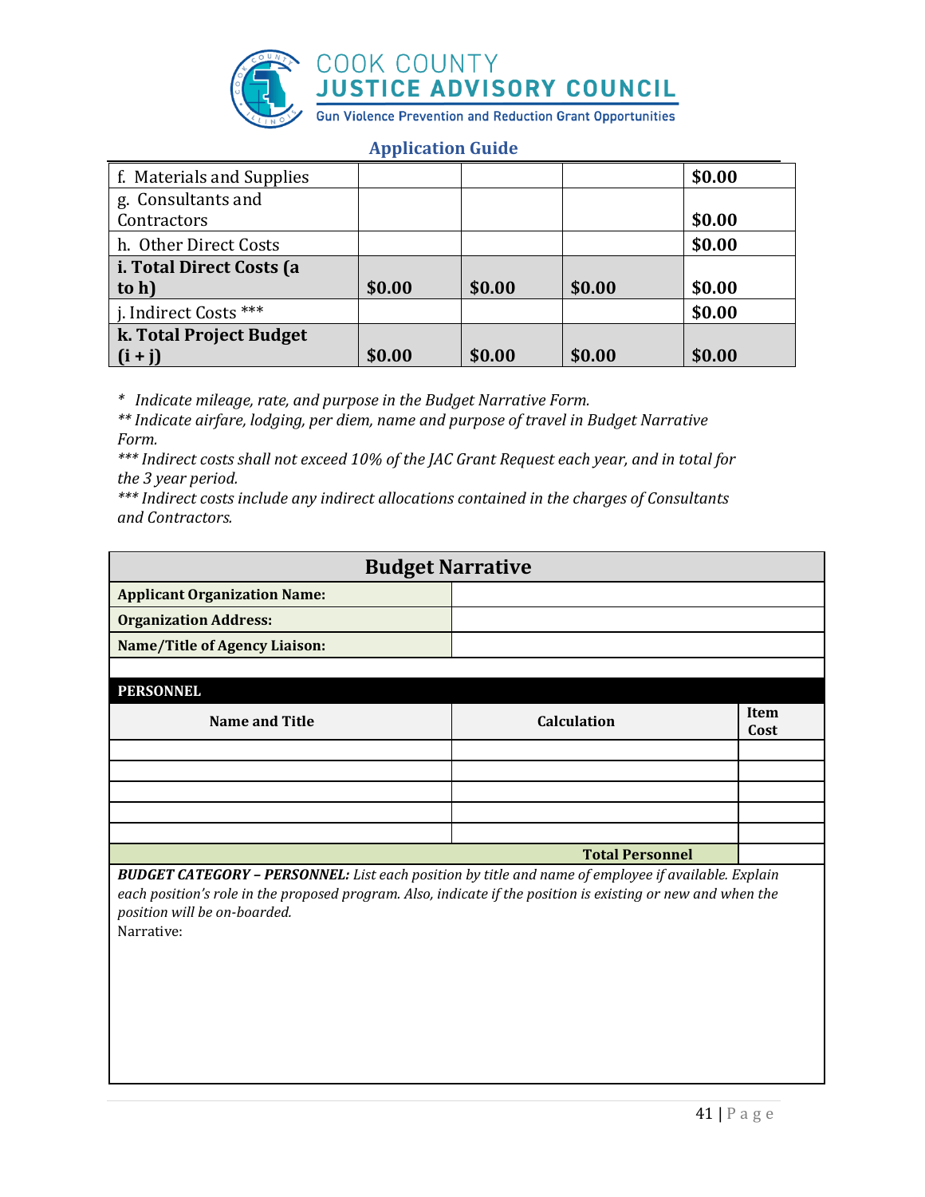| | | | | |
|---|---|---|---|---|
| f. Materials and Supplies | | | | $0.00 |
| g. Consultants and Contractors | | | | $0.00 |
| h. Other Direct Costs | | | | $0.00 |
| **i. Total Direct Costs (a to h)** | **$0.00** | **$0.00** | **$0.00** | **$0.00** |
| j. Indirect Costs *** | | | | $0.00 |
| **k. Total Project Budget (i + j)** | **$0.00** | **$0.00** | **$0.00** | **$0.00** |

*\* Indicate mileage, rate, and purpose in the Budget Narrative Form.*

*\*\* Indicate airfare, lodging, per diem, name and purpose of travel in Budget Narrative Form.*

*\*\*\* Indirect costs shall not exceed 10% of the JAC Grant Request each year, and in total for the 3 year period.*

*\*\*\* Indirect costs include any indirect allocations contained in the charges of Consultants and Contractors.*

## Budget Narrative

| | |
|---|---|
| **Applicant Organization Name:** | |
| **Organization Address:** | |
| **Name/Title of Agency Liaison:** | |

**PERSONNEL**

| Name and Title | Calculation | Item Cost |
|---|---|---|
| | | |
| | | |
| | | |
| | | |
| | | |
| | **Total Personnel** | |

***BUDGET CATEGORY – PERSONNEL:*** *List each position by title and name of employee if available. Explain each position's role in the proposed program. Also, indicate if the position is existing or new and when the position will be on-boarded.*

Narrative: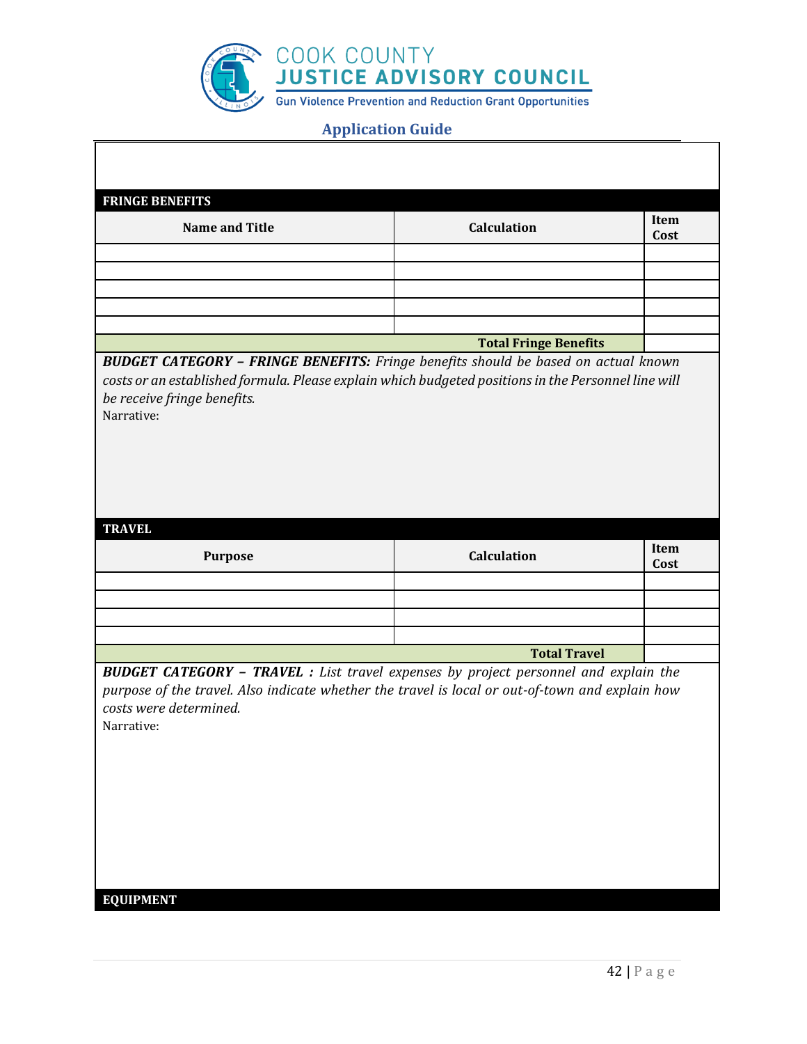**FRINGE BENEFITS**

| Name and Title | Calculation | Item Cost |
|---|---|---|
| | | |
| | | |
| | | |
| | | |
| | | |
| | **Total Fringe Benefits** | |

***BUDGET CATEGORY – FRINGE BENEFITS:*** *Fringe benefits should be based on actual known costs or an established formula. Please explain which budgeted positions in the Personnel line will be receive fringe benefits.*

Narrative:

**TRAVEL**

| Purpose | Calculation | Item Cost |
|---|---|---|
| | | |
| | | |
| | | |
| | | |
| | **Total Travel** | |

***BUDGET CATEGORY – TRAVEL :*** *List travel expenses by project personnel and explain the purpose of the travel. Also indicate whether the travel is local or out-of-town and explain how costs were determined.*

Narrative:

**EQUIPMENT**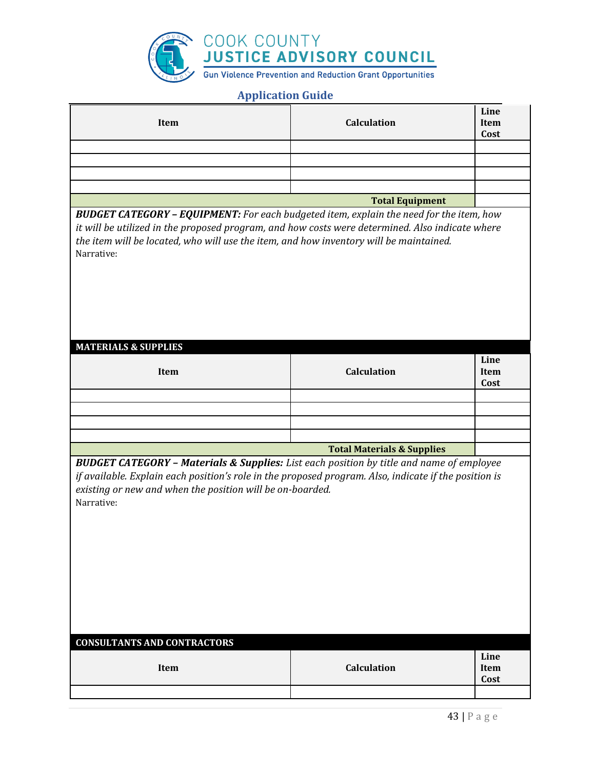| Item | Calculation | Line Item Cost |
|---|---|---|
| | | |
| | | |
| | | |
| | | |
| | **Total Equipment** | |

***BUDGET CATEGORY – EQUIPMENT:*** *For each budgeted item, explain the need for the item, how it will be utilized in the proposed program, and how costs were determined. Also indicate where the item will be located, who will use the item, and how inventory will be maintained.*

Narrative:

**MATERIALS & SUPPLIES**

| Item | Calculation | Line Item Cost |
|---|---|---|
| | | |
| | | |
| | | |
| | | |
| | **Total Materials & Supplies** | |

***BUDGET CATEGORY – Materials & Supplies:*** *List each position by title and name of employee if available. Explain each position's role in the proposed program. Also, indicate if the position is existing or new and when the position will be on-boarded.*

Narrative:

**CONSULTANTS AND CONTRACTORS**

| Item | Calculation | Line Item Cost |
|---|---|---|
| | | |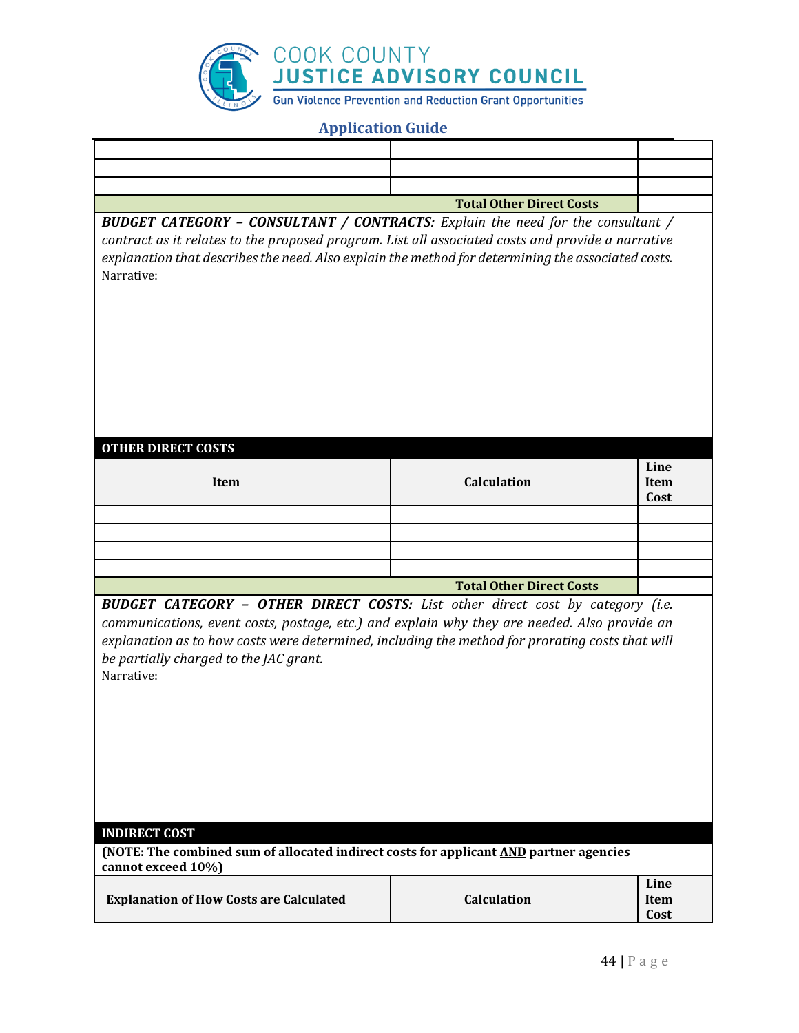| | | |
|---|---|---|
| | | |
| | | |
| | | |
| | **Total Other Direct Costs** | |

***BUDGET CATEGORY – CONSULTANT / CONTRACTS:*** *Explain the need for the consultant / contract as it relates to the proposed program. List all associated costs and provide a narrative explanation that describes the need. Also explain the method for determining the associated costs.*
Narrative:

**OTHER DIRECT COSTS**

| Item | Calculation | Line Item Cost |
|---|---|---|
| | | |
| | | |
| | | |
| | | |
| | **Total Other Direct Costs** | |

***BUDGET CATEGORY – OTHER DIRECT COSTS:*** *List other direct cost by category (i.e. communications, event costs, postage, etc.) and explain why they are needed. Also provide an explanation as to how costs were determined, including the method for prorating costs that will be partially charged to the JAC grant.*
Narrative:

**INDIRECT COST**

**(NOTE: The combined sum of allocated indirect costs for applicant AND partner agencies cannot exceed 10%)**

| Explanation of How Costs are Calculated | Calculation | Line Item Cost |
|---|---|---|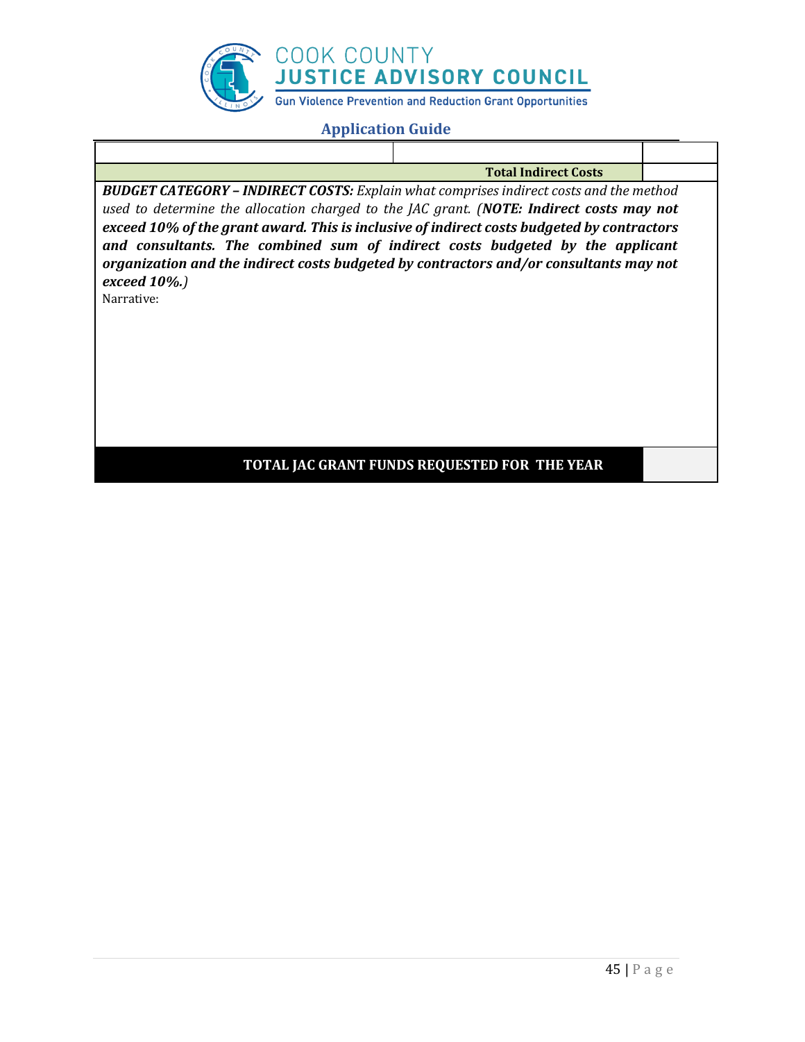| | | |
|---|---|---|
| | | |
| | **Total Indirect Costs** | |

***BUDGET CATEGORY – INDIRECT COSTS:*** *Explain what comprises indirect costs and the method used to determine the allocation charged to the JAC grant. (**NOTE: Indirect costs may not exceed 10% of the grant award. This is inclusive of indirect costs budgeted by contractors and consultants. The combined sum of indirect costs budgeted by the applicant organization and the indirect costs budgeted by contractors and/or consultants may not exceed 10%.**)*

Narrative:

| | |
|---|---|
| **TOTAL JAC GRANT FUNDS REQUESTED FOR THE YEAR** | |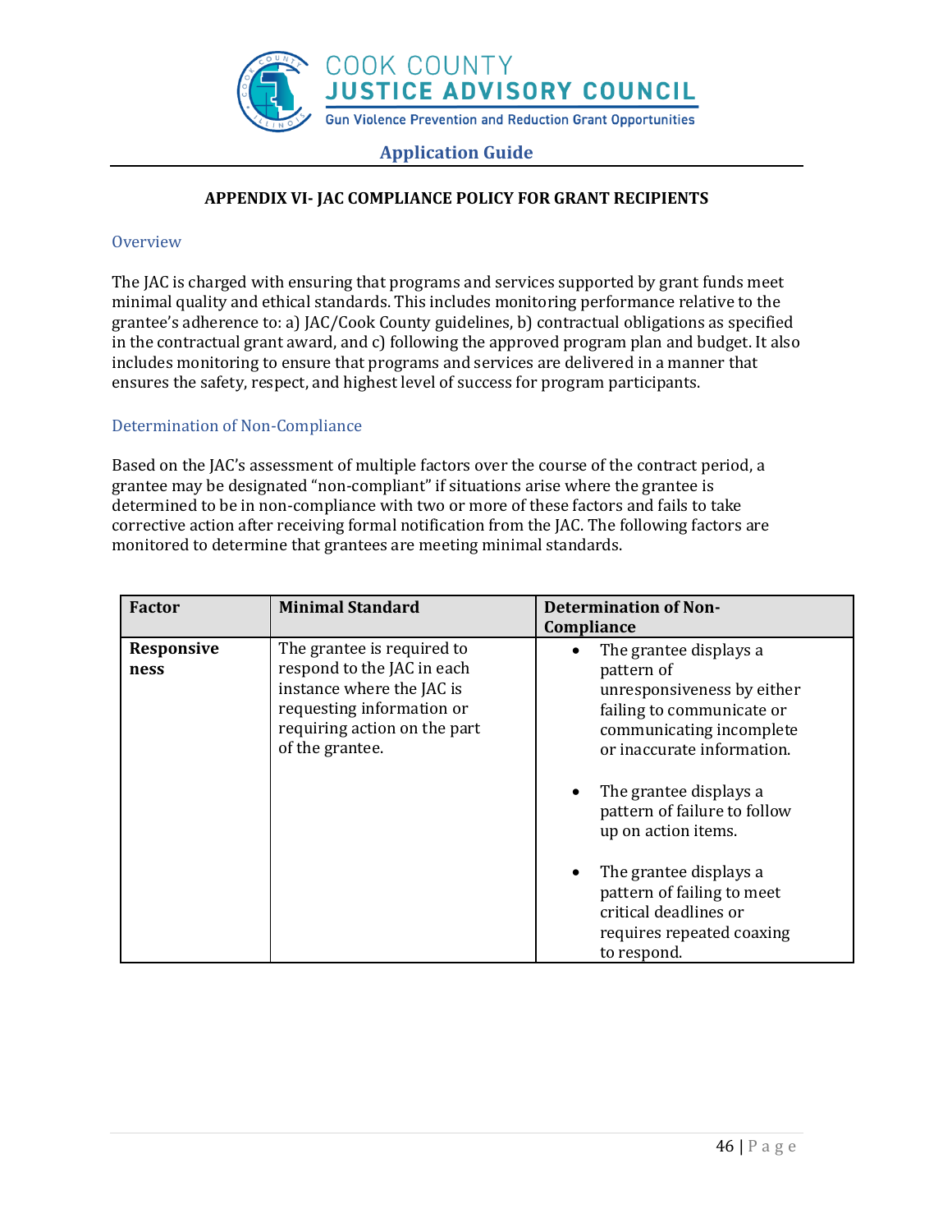## APPENDIX VI- JAC COMPLIANCE POLICY FOR GRANT RECIPIENTS

### Overview

The JAC is charged with ensuring that programs and services supported by grant funds meet minimal quality and ethical standards. This includes monitoring performance relative to the grantee's adherence to: a) JAC/Cook County guidelines, b) contractual obligations as specified in the contractual grant award, and c) following the approved program plan and budget. It also includes monitoring to ensure that programs and services are delivered in a manner that ensures the safety, respect, and highest level of success for program participants.

### Determination of Non-Compliance

Based on the JAC's assessment of multiple factors over the course of the contract period, a grantee may be designated "non-compliant" if situations arise where the grantee is determined to be in non-compliance with two or more of these factors and fails to take corrective action after receiving formal notification from the JAC. The following factors are monitored to determine that grantees are meeting minimal standards.

| Factor | Minimal Standard | Determination of Non-Compliance |
|---|---|---|
| **Responsiveness** | The grantee is required to respond to the JAC in each instance where the JAC is requesting information or requiring action on the part of the grantee. | • The grantee displays a pattern of unresponsiveness by either failing to communicate or communicating incomplete or inaccurate information.<br>• The grantee displays a pattern of failure to follow up on action items.<br>• The grantee displays a pattern of failing to meet critical deadlines or requires repeated coaxing to respond. |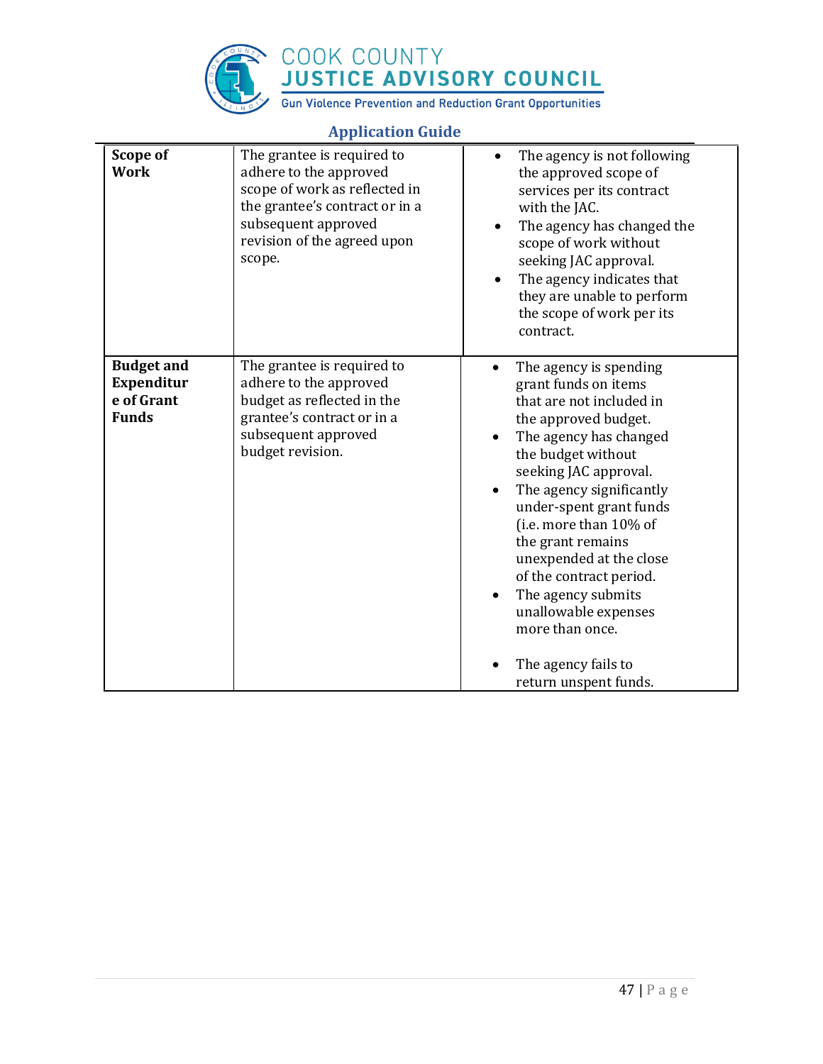| | | |
|---|---|---|
| **Scope of Work** | The grantee is required to adhere to the approved scope of work as reflected in the grantee's contract or in a subsequent approved revision of the agreed upon scope. | • The agency is not following the approved scope of services per its contract with the JAC.<br>• The agency has changed the scope of work without seeking JAC approval.<br>• The agency indicates that they are unable to perform the scope of work per its contract. |
| **Budget and Expenditure of Grant Funds** | The grantee is required to adhere to the approved budget as reflected in the grantee's contract or in a subsequent approved budget revision. | • The agency is spending grant funds on items that are not included in the approved budget.<br>• The agency has changed the budget without seeking JAC approval.<br>• The agency significantly under-spent grant funds (i.e. more than 10% of the grant remains unexpended at the close of the contract period.<br>• The agency submits unallowable expenses more than once.<br>• The agency fails to return unspent funds. |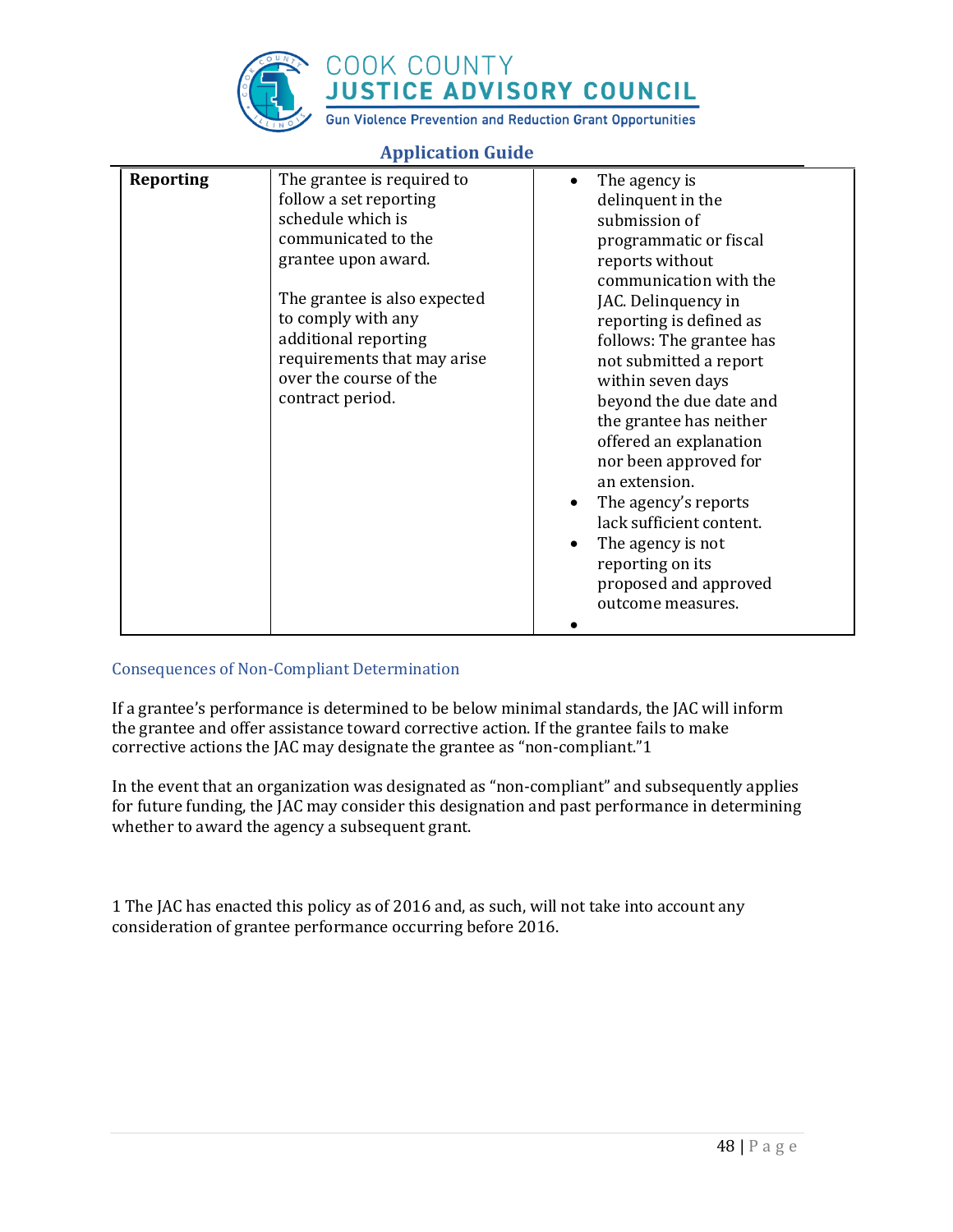| Reporting | The grantee is required to follow a set reporting schedule which is communicated to the grantee upon award.<br><br>The grantee is also expected to comply with any additional reporting requirements that may arise over the course of the contract period. | • The agency is delinquent in the submission of programmatic or fiscal reports without communication with the JAC. Delinquency in reporting is defined as follows: The grantee has not submitted a report within seven days beyond the due date and the grantee has neither offered an explanation nor been approved for an extension.<br>• The agency's reports lack sufficient content.<br>• The agency is not reporting on its proposed and approved outcome measures.<br>• |
|---|---|---|

### Consequences of Non-Compliant Determination

If a grantee's performance is determined to be below minimal standards, the JAC will inform the grantee and offer assistance toward corrective action. If the grantee fails to make corrective actions the JAC may designate the grantee as "non-compliant."[1]

In the event that an organization was designated as "non-compliant" and subsequently applies for future funding, the JAC may consider this designation and past performance in determining whether to award the agency a subsequent grant.

1 The JAC has enacted this policy as of 2016 and, as such, will not take into account any consideration of grantee performance occurring before 2016.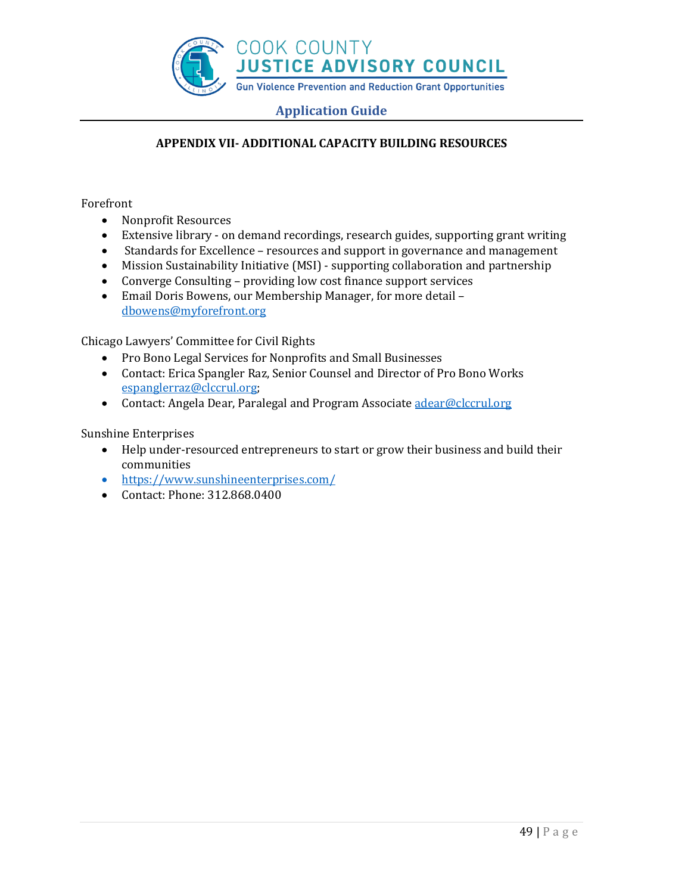## APPENDIX VII- ADDITIONAL CAPACITY BUILDING RESOURCES

Forefront

- Nonprofit Resources
- Extensive library - on demand recordings, research guides, supporting grant writing
- Standards for Excellence – resources and support in governance and management
- Mission Sustainability Initiative (MSI) - supporting collaboration and partnership
- Converge Consulting – providing low cost finance support services
- Email Doris Bowens, our Membership Manager, for more detail – dbowens@myforefront.org

Chicago Lawyers' Committee for Civil Rights

- Pro Bono Legal Services for Nonprofits and Small Businesses
- Contact: Erica Spangler Raz, Senior Counsel and Director of Pro Bono Works espanglerraz@clccrul.org;
- Contact: Angela Dear, Paralegal and Program Associate adear@clccrul.org

Sunshine Enterprises

- Help under-resourced entrepreneurs to start or grow their business and build their communities
- https://www.sunshineenterprises.com/
- Contact: Phone: 312.868.0400